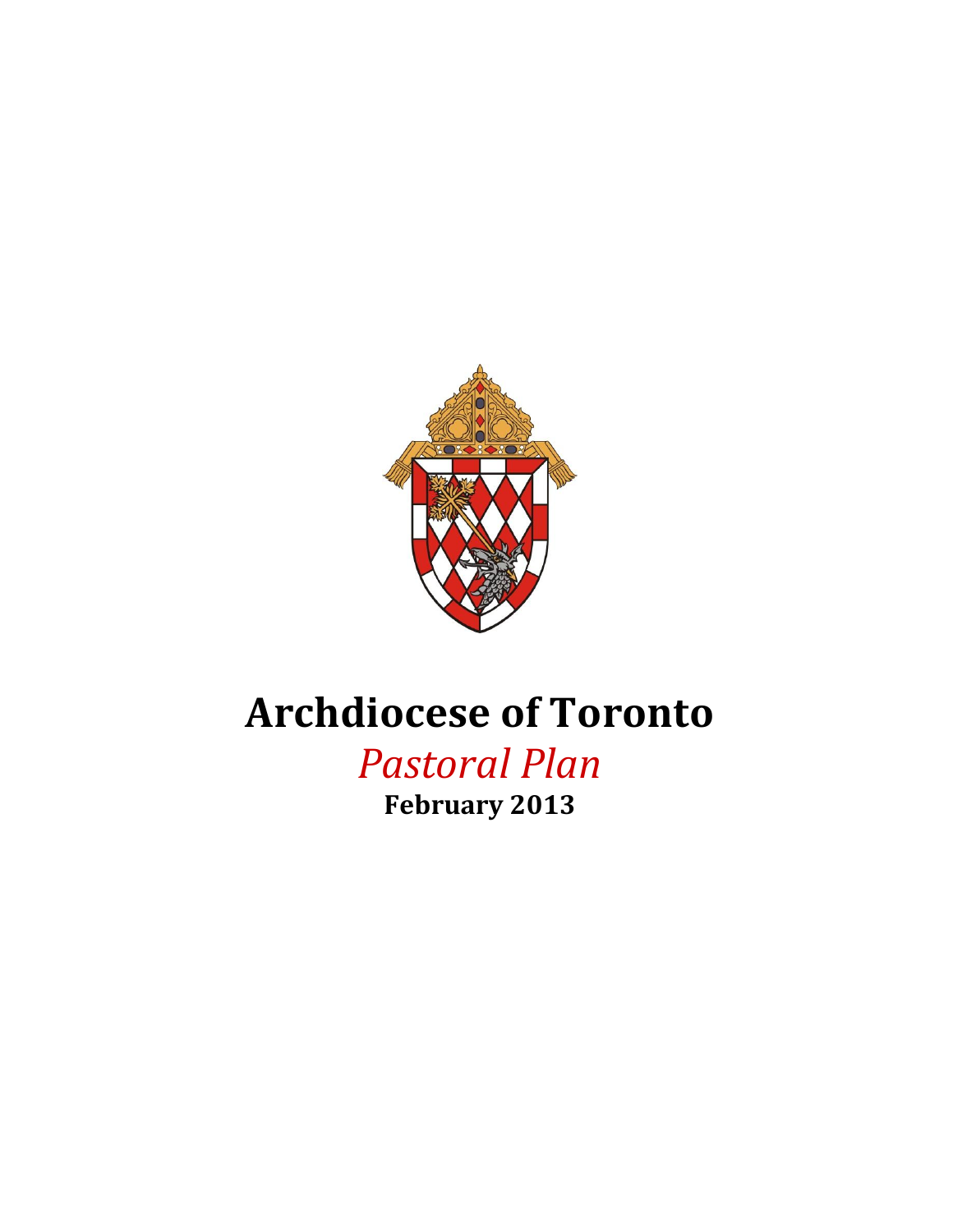# Archdiocese of Toronto

## *Pastoral Plan*

**February 2013**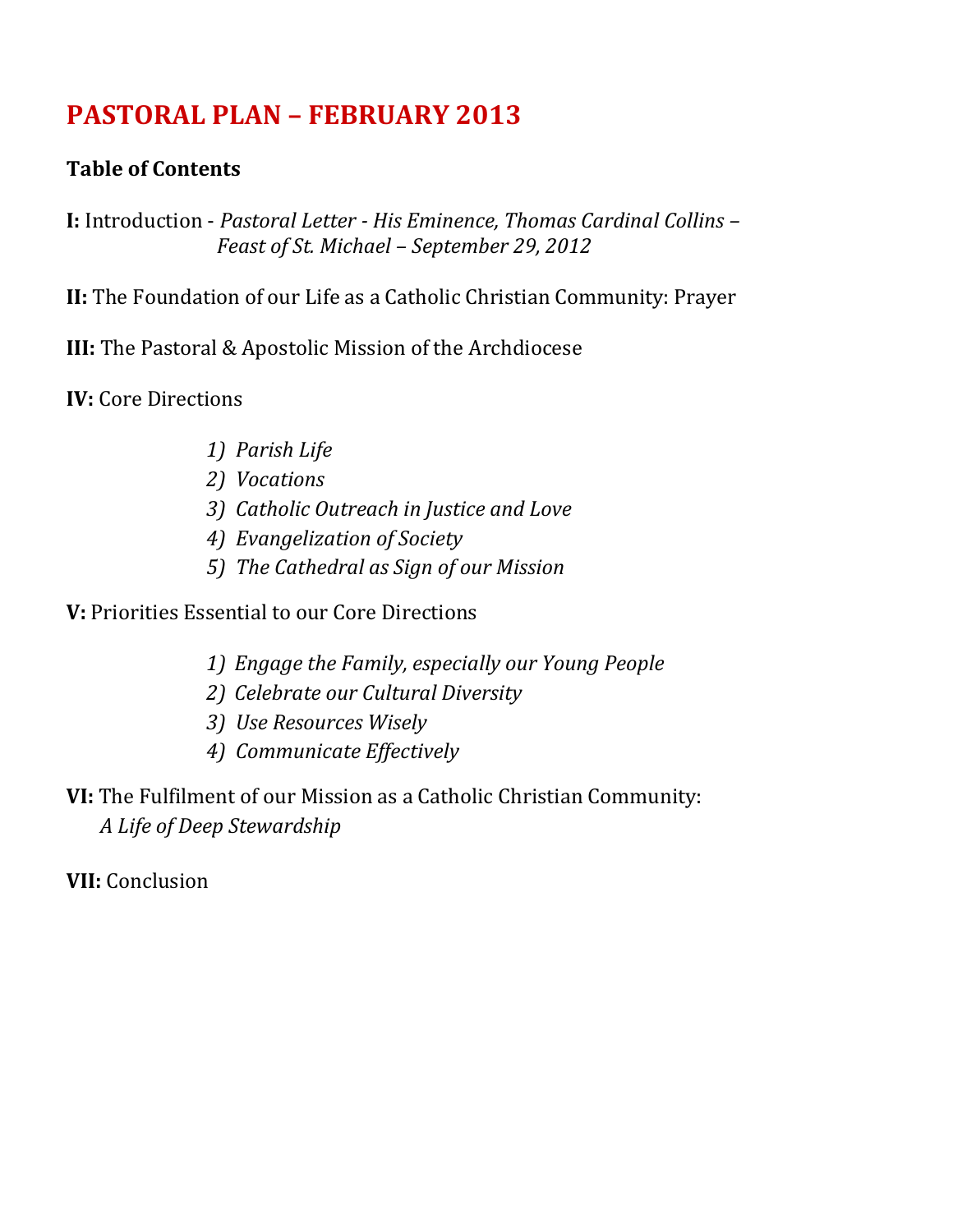# PASTORAL PLAN – FEBRUARY 2013

**Table of Contents**

**I:** Introduction - *Pastoral Letter - His Eminence, Thomas Cardinal Collins – Feast of St. Michael – September 29, 2012*

**II:** The Foundation of our Life as a Catholic Christian Community: Prayer

**III:** The Pastoral & Apostolic Mission of the Archdiocese

**IV:** Core Directions

1) *Parish Life*
2) *Vocations*
3) *Catholic Outreach in Justice and Love*
4) *Evangelization of Society*
5) *The Cathedral as Sign of our Mission*

**V:** Priorities Essential to our Core Directions

1) *Engage the Family, especially our Young People*
2) *Celebrate our Cultural Diversity*
3) *Use Resources Wisely*
4) *Communicate Effectively*

**VI:** The Fulfilment of our Mission as a Catholic Christian Community: *A Life of Deep Stewardship*

**VII:** Conclusion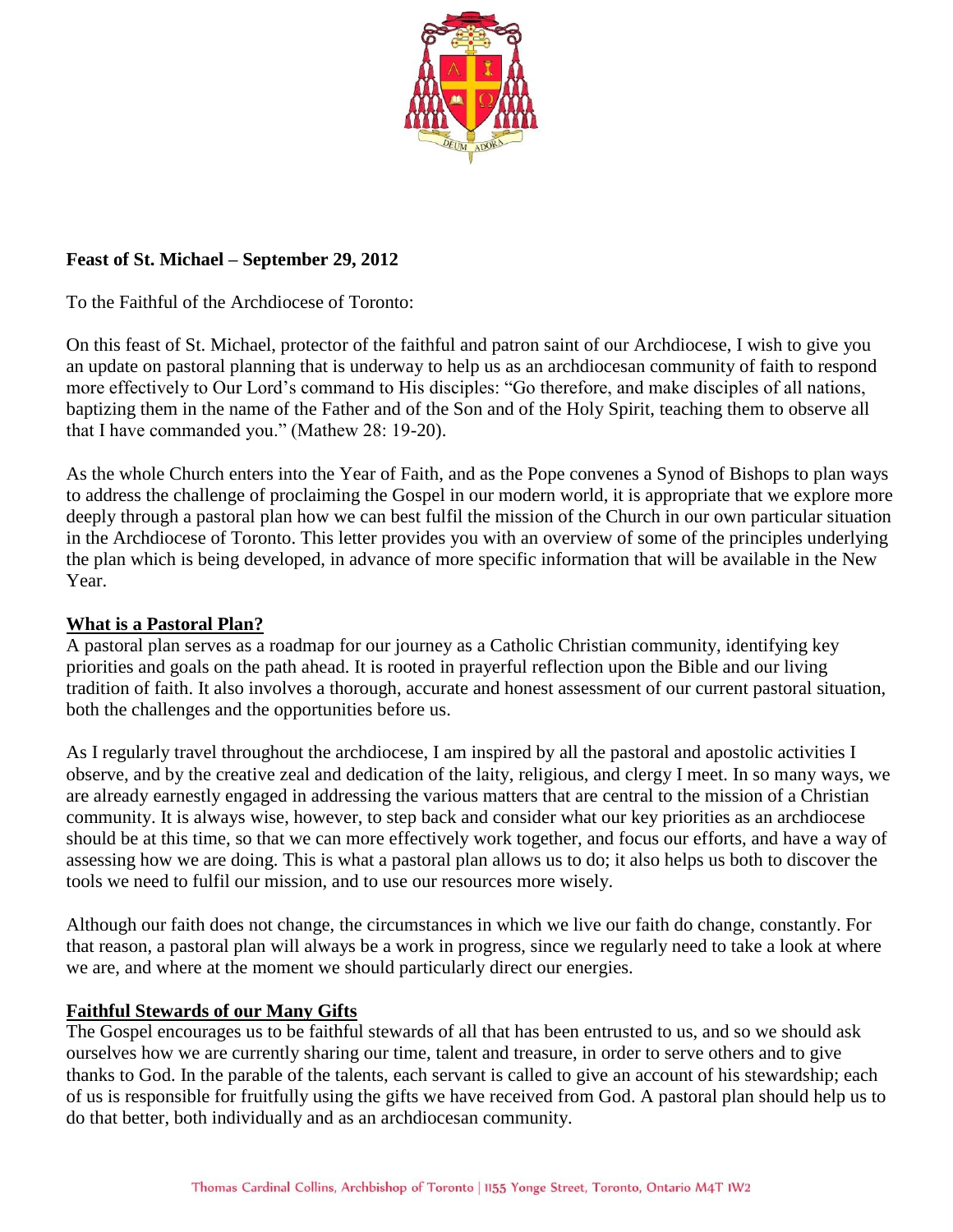**Feast of St. Michael – September 29, 2012**

To the Faithful of the Archdiocese of Toronto:

On this feast of St. Michael, protector of the faithful and patron saint of our Archdiocese, I wish to give you an update on pastoral planning that is underway to help us as an archdiocesan community of faith to respond more effectively to Our Lord's command to His disciples: "Go therefore, and make disciples of all nations, baptizing them in the name of the Father and of the Son and of the Holy Spirit, teaching them to observe all that I have commanded you." (Mathew 28: 19-20).

As the whole Church enters into the Year of Faith, and as the Pope convenes a Synod of Bishops to plan ways to address the challenge of proclaiming the Gospel in our modern world, it is appropriate that we explore more deeply through a pastoral plan how we can best fulfil the mission of the Church in our own particular situation in the Archdiocese of Toronto. This letter provides you with an overview of some of the principles underlying the plan which is being developed, in advance of more specific information that will be available in the New Year.

## What is a Pastoral Plan?

A pastoral plan serves as a roadmap for our journey as a Catholic Christian community, identifying key priorities and goals on the path ahead. It is rooted in prayerful reflection upon the Bible and our living tradition of faith. It also involves a thorough, accurate and honest assessment of our current pastoral situation, both the challenges and the opportunities before us.

As I regularly travel throughout the archdiocese, I am inspired by all the pastoral and apostolic activities I observe, and by the creative zeal and dedication of the laity, religious, and clergy I meet. In so many ways, we are already earnestly engaged in addressing the various matters that are central to the mission of a Christian community. It is always wise, however, to step back and consider what our key priorities as an archdiocese should be at this time, so that we can more effectively work together, and focus our efforts, and have a way of assessing how we are doing. This is what a pastoral plan allows us to do; it also helps us both to discover the tools we need to fulfil our mission, and to use our resources more wisely.

Although our faith does not change, the circumstances in which we live our faith do change, constantly. For that reason, a pastoral plan will always be a work in progress, since we regularly need to take a look at where we are, and where at the moment we should particularly direct our energies.

## Faithful Stewards of our Many Gifts

The Gospel encourages us to be faithful stewards of all that has been entrusted to us, and so we should ask ourselves how we are currently sharing our time, talent and treasure, in order to serve others and to give thanks to God. In the parable of the talents, each servant is called to give an account of his stewardship; each of us is responsible for fruitfully using the gifts we have received from God. A pastoral plan should help us to do that better, both individually and as an archdiocesan community.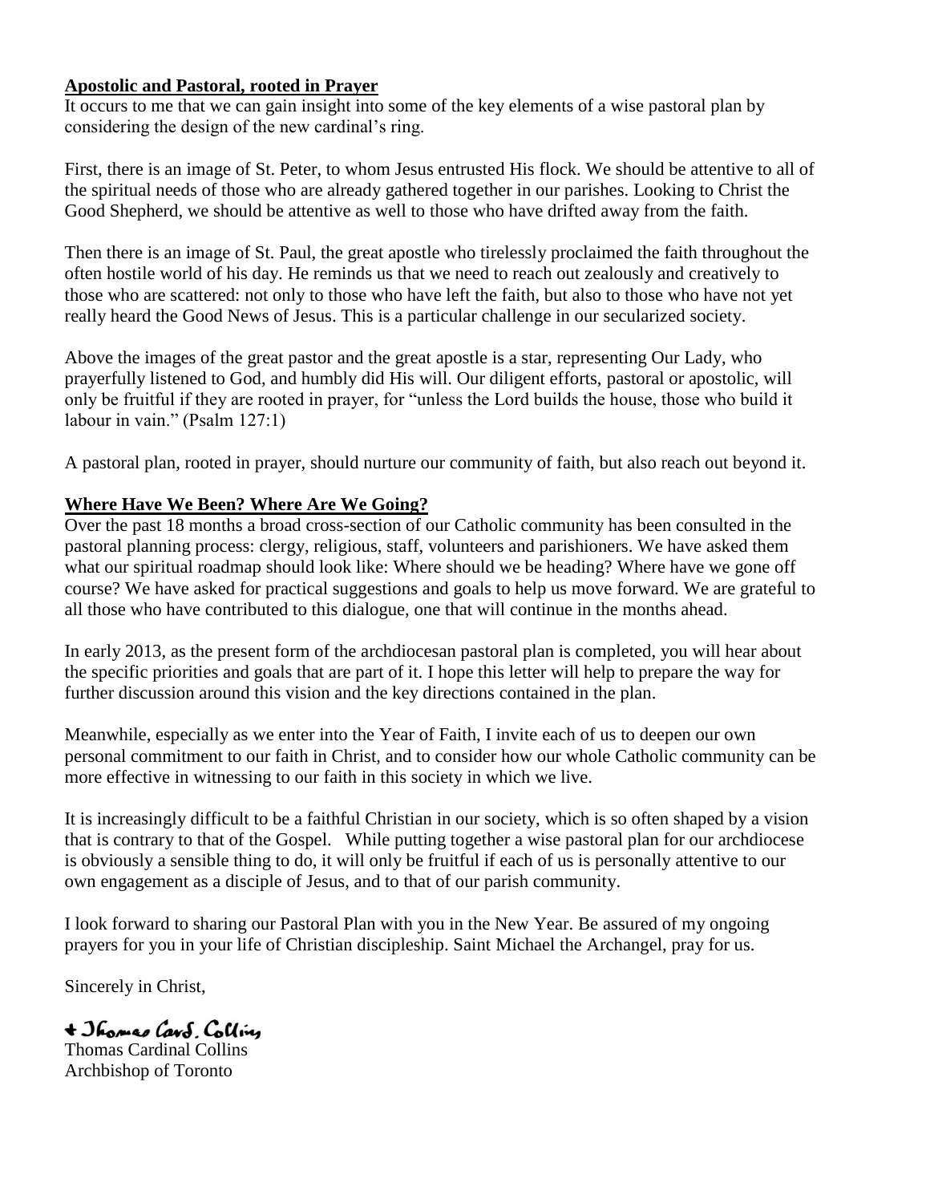**Apostolic and Pastoral, rooted in Prayer**

It occurs to me that we can gain insight into some of the key elements of a wise pastoral plan by considering the design of the new cardinal's ring.

First, there is an image of St. Peter, to whom Jesus entrusted His flock. We should be attentive to all of the spiritual needs of those who are already gathered together in our parishes. Looking to Christ the Good Shepherd, we should be attentive as well to those who have drifted away from the faith.

Then there is an image of St. Paul, the great apostle who tirelessly proclaimed the faith throughout the often hostile world of his day. He reminds us that we need to reach out zealously and creatively to those who are scattered: not only to those who have left the faith, but also to those who have not yet really heard the Good News of Jesus. This is a particular challenge in our secularized society.

Above the images of the great pastor and the great apostle is a star, representing Our Lady, who prayerfully listened to God, and humbly did His will. Our diligent efforts, pastoral or apostolic, will only be fruitful if they are rooted in prayer, for "unless the Lord builds the house, those who build it labour in vain." (Psalm 127:1)

A pastoral plan, rooted in prayer, should nurture our community of faith, but also reach out beyond it.

**Where Have We Been? Where Are We Going?**

Over the past 18 months a broad cross-section of our Catholic community has been consulted in the pastoral planning process: clergy, religious, staff, volunteers and parishioners. We have asked them what our spiritual roadmap should look like: Where should we be heading? Where have we gone off course? We have asked for practical suggestions and goals to help us move forward. We are grateful to all those who have contributed to this dialogue, one that will continue in the months ahead.

In early 2013, as the present form of the archdiocesan pastoral plan is completed, you will hear about the specific priorities and goals that are part of it. I hope this letter will help to prepare the way for further discussion around this vision and the key directions contained in the plan.

Meanwhile, especially as we enter into the Year of Faith, I invite each of us to deepen our own personal commitment to our faith in Christ, and to consider how our whole Catholic community can be more effective in witnessing to our faith in this society in which we live.

It is increasingly difficult to be a faithful Christian in our society, which is so often shaped by a vision that is contrary to that of the Gospel. While putting together a wise pastoral plan for our archdiocese is obviously a sensible thing to do, it will only be fruitful if each of us is personally attentive to our own engagement as a disciple of Jesus, and to that of our parish community.

I look forward to sharing our Pastoral Plan with you in the New Year. Be assured of my ongoing prayers for you in your life of Christian discipleship. Saint Michael the Archangel, pray for us.

Sincerely in Christ,

+ Thomas Card. Collins

Thomas Cardinal Collins
Archbishop of Toronto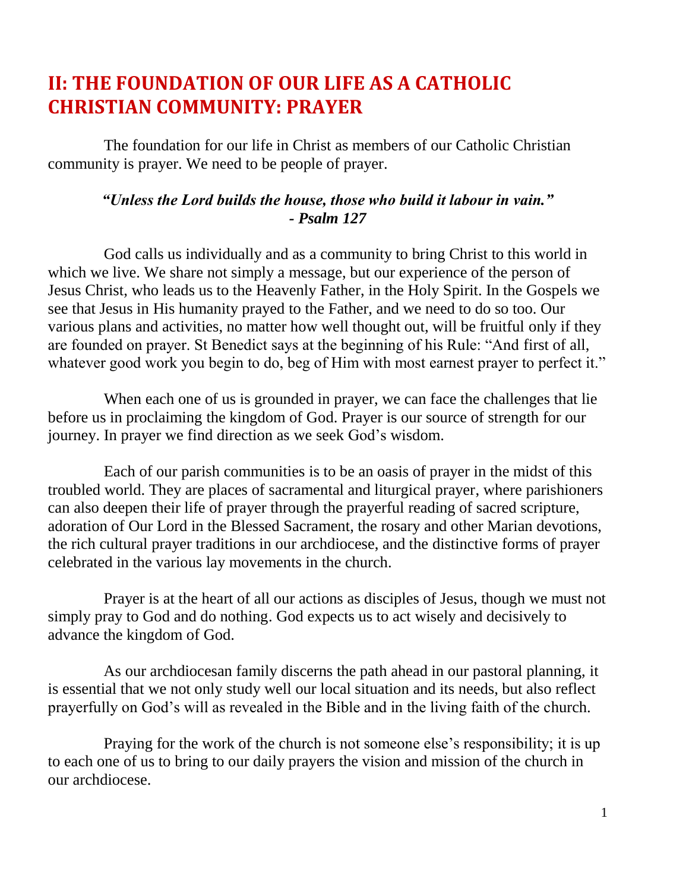## II: THE FOUNDATION OF OUR LIFE AS A CATHOLIC CHRISTIAN COMMUNITY: PRAYER

The foundation for our life in Christ as members of our Catholic Christian community is prayer. We need to be people of prayer.

> ***"Unless the Lord builds the house, those who build it labour in vain."***
> ***- Psalm 127***

God calls us individually and as a community to bring Christ to this world in which we live. We share not simply a message, but our experience of the person of Jesus Christ, who leads us to the Heavenly Father, in the Holy Spirit. In the Gospels we see that Jesus in His humanity prayed to the Father, and we need to do so too. Our various plans and activities, no matter how well thought out, will be fruitful only if they are founded on prayer. St Benedict says at the beginning of his Rule: "And first of all, whatever good work you begin to do, beg of Him with most earnest prayer to perfect it."

When each one of us is grounded in prayer, we can face the challenges that lie before us in proclaiming the kingdom of God. Prayer is our source of strength for our journey. In prayer we find direction as we seek God's wisdom.

Each of our parish communities is to be an oasis of prayer in the midst of this troubled world. They are places of sacramental and liturgical prayer, where parishioners can also deepen their life of prayer through the prayerful reading of sacred scripture, adoration of Our Lord in the Blessed Sacrament, the rosary and other Marian devotions, the rich cultural prayer traditions in our archdiocese, and the distinctive forms of prayer celebrated in the various lay movements in the church.

Prayer is at the heart of all our actions as disciples of Jesus, though we must not simply pray to God and do nothing. God expects us to act wisely and decisively to advance the kingdom of God.

As our archdiocesan family discerns the path ahead in our pastoral planning, it is essential that we not only study well our local situation and its needs, but also reflect prayerfully on God's will as revealed in the Bible and in the living faith of the church.

Praying for the work of the church is not someone else's responsibility; it is up to each one of us to bring to our daily prayers the vision and mission of the church in our archdiocese.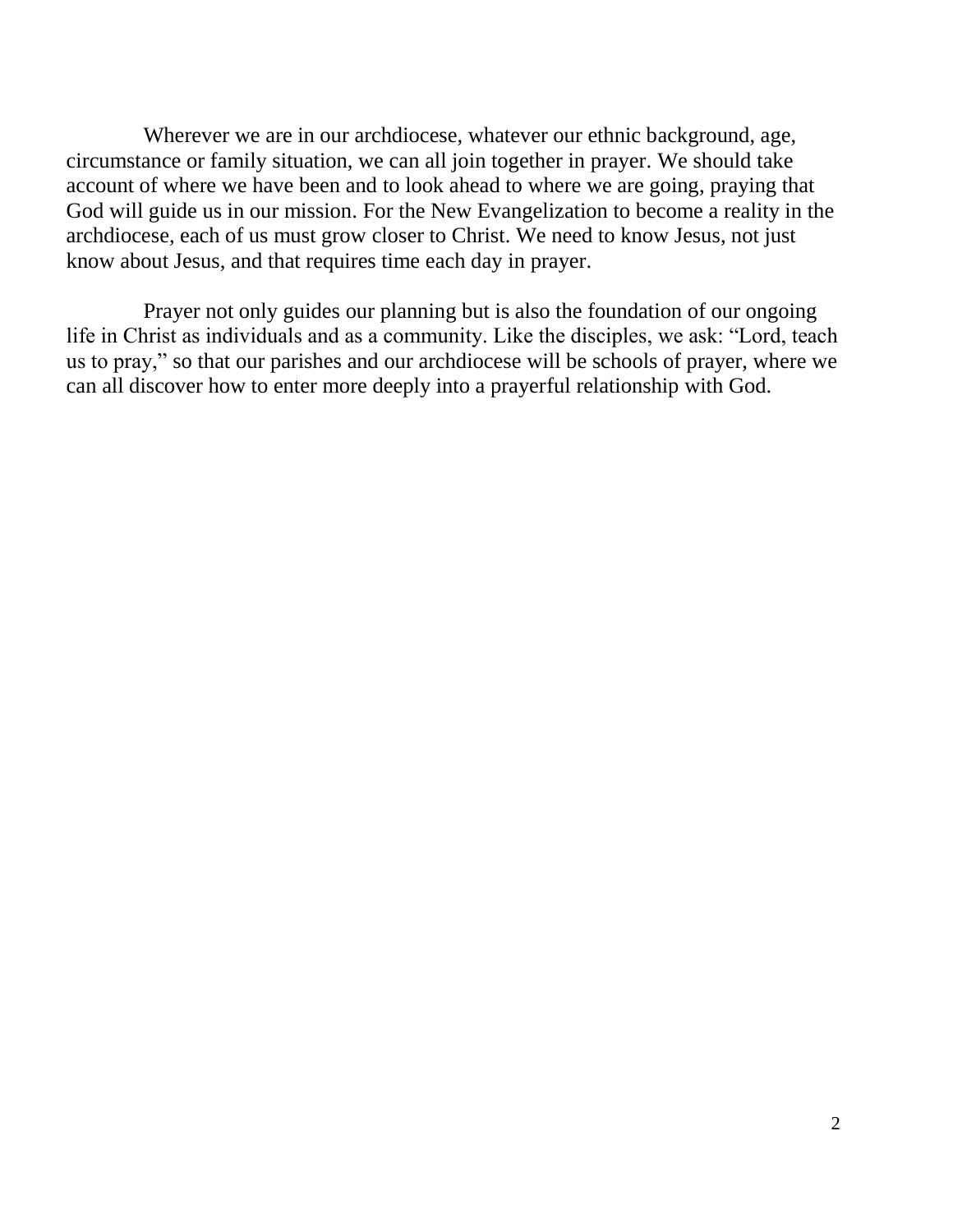Wherever we are in our archdiocese, whatever our ethnic background, age, circumstance or family situation, we can all join together in prayer. We should take account of where we have been and to look ahead to where we are going, praying that God will guide us in our mission. For the New Evangelization to become a reality in the archdiocese, each of us must grow closer to Christ. We need to know Jesus, not just know about Jesus, and that requires time each day in prayer.

Prayer not only guides our planning but is also the foundation of our ongoing life in Christ as individuals and as a community. Like the disciples, we ask: "Lord, teach us to pray," so that our parishes and our archdiocese will be schools of prayer, where we can all discover how to enter more deeply into a prayerful relationship with God.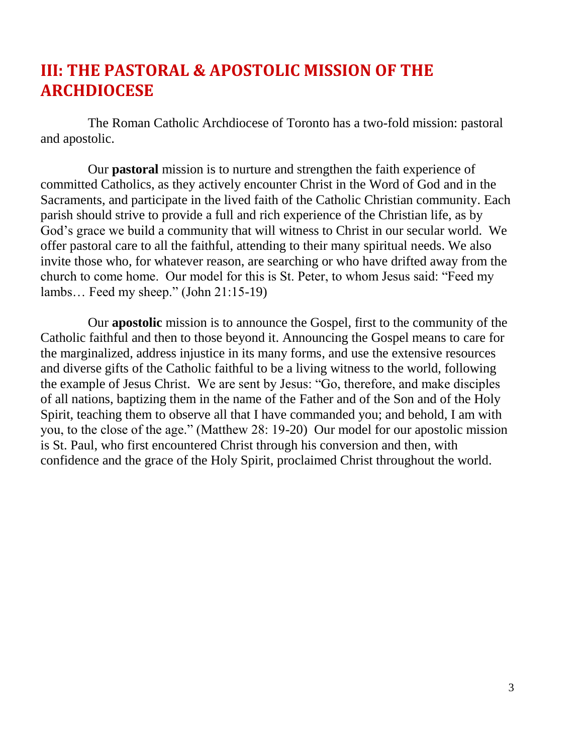## III: THE PASTORAL & APOSTOLIC MISSION OF THE ARCHDIOCESE

The Roman Catholic Archdiocese of Toronto has a two-fold mission: pastoral and apostolic.

Our **pastoral** mission is to nurture and strengthen the faith experience of committed Catholics, as they actively encounter Christ in the Word of God and in the Sacraments, and participate in the lived faith of the Catholic Christian community. Each parish should strive to provide a full and rich experience of the Christian life, as by God's grace we build a community that will witness to Christ in our secular world. We offer pastoral care to all the faithful, attending to their many spiritual needs. We also invite those who, for whatever reason, are searching or who have drifted away from the church to come home. Our model for this is St. Peter, to whom Jesus said: "Feed my lambs… Feed my sheep." (John 21:15-19)

Our **apostolic** mission is to announce the Gospel, first to the community of the Catholic faithful and then to those beyond it. Announcing the Gospel means to care for the marginalized, address injustice in its many forms, and use the extensive resources and diverse gifts of the Catholic faithful to be a living witness to the world, following the example of Jesus Christ. We are sent by Jesus: "Go, therefore, and make disciples of all nations, baptizing them in the name of the Father and of the Son and of the Holy Spirit, teaching them to observe all that I have commanded you; and behold, I am with you, to the close of the age." (Matthew 28: 19-20) Our model for our apostolic mission is St. Paul, who first encountered Christ through his conversion and then, with confidence and the grace of the Holy Spirit, proclaimed Christ throughout the world.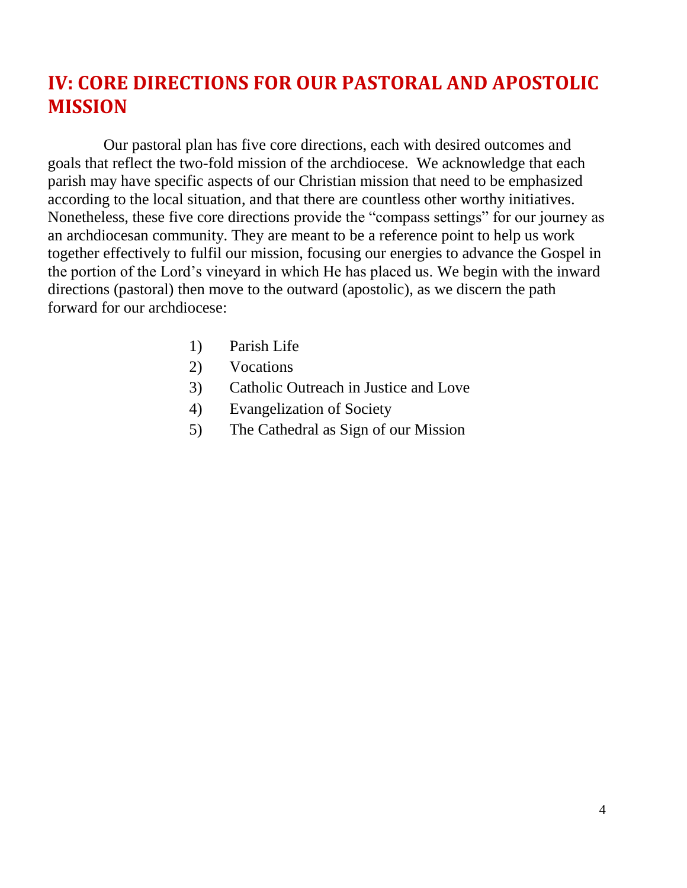# IV: CORE DIRECTIONS FOR OUR PASTORAL AND APOSTOLIC MISSION

Our pastoral plan has five core directions, each with desired outcomes and goals that reflect the two-fold mission of the archdiocese. We acknowledge that each parish may have specific aspects of our Christian mission that need to be emphasized according to the local situation, and that there are countless other worthy initiatives. Nonetheless, these five core directions provide the "compass settings" for our journey as an archdiocesan community. They are meant to be a reference point to help us work together effectively to fulfil our mission, focusing our energies to advance the Gospel in the portion of the Lord's vineyard in which He has placed us. We begin with the inward directions (pastoral) then move to the outward (apostolic), as we discern the path forward for our archdiocese:

1) Parish Life
2) Vocations
3) Catholic Outreach in Justice and Love
4) Evangelization of Society
5) The Cathedral as Sign of our Mission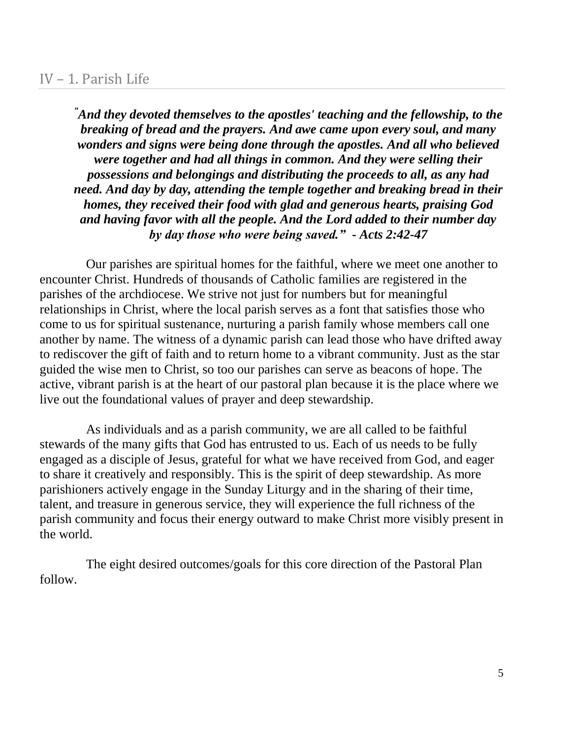## IV – 1. Parish Life

***"And they devoted themselves to the apostles' teaching and the fellowship, to the breaking of bread and the prayers. And awe came upon every soul, and many wonders and signs were being done through the apostles. And all who believed were together and had all things in common. And they were selling their possessions and belongings and distributing the proceeds to all, as any had need. And day by day, attending the temple together and breaking bread in their homes, they received their food with glad and generous hearts, praising God and having favor with all the people. And the Lord added to their number day by day those who were being saved." - Acts 2:42-47***

Our parishes are spiritual homes for the faithful, where we meet one another to encounter Christ. Hundreds of thousands of Catholic families are registered in the parishes of the archdiocese. We strive not just for numbers but for meaningful relationships in Christ, where the local parish serves as a font that satisfies those who come to us for spiritual sustenance, nurturing a parish family whose members call one another by name. The witness of a dynamic parish can lead those who have drifted away to rediscover the gift of faith and to return home to a vibrant community. Just as the star guided the wise men to Christ, so too our parishes can serve as beacons of hope. The active, vibrant parish is at the heart of our pastoral plan because it is the place where we live out the foundational values of prayer and deep stewardship.

As individuals and as a parish community, we are all called to be faithful stewards of the many gifts that God has entrusted to us. Each of us needs to be fully engaged as a disciple of Jesus, grateful for what we have received from God, and eager to share it creatively and responsibly. This is the spirit of deep stewardship. As more parishioners actively engage in the Sunday Liturgy and in the sharing of their time, talent, and treasure in generous service, they will experience the full richness of the parish community and focus their energy outward to make Christ more visibly present in the world.

The eight desired outcomes/goals for this core direction of the Pastoral Plan follow.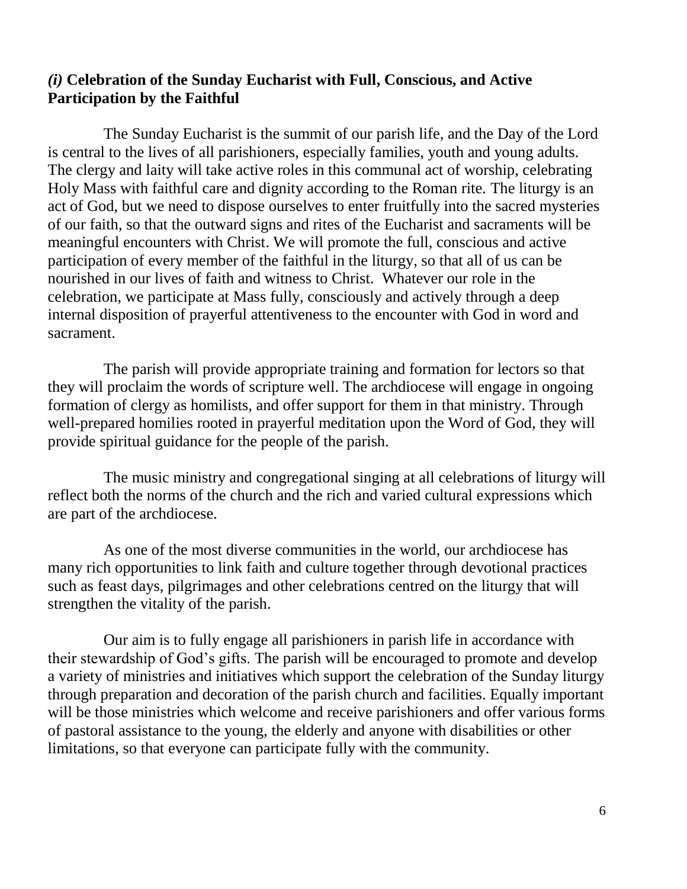### *(i)* **Celebration of the Sunday Eucharist with Full, Conscious, and Active Participation by the Faithful**

The Sunday Eucharist is the summit of our parish life, and the Day of the Lord is central to the lives of all parishioners, especially families, youth and young adults. The clergy and laity will take active roles in this communal act of worship, celebrating Holy Mass with faithful care and dignity according to the Roman rite. The liturgy is an act of God, but we need to dispose ourselves to enter fruitfully into the sacred mysteries of our faith, so that the outward signs and rites of the Eucharist and sacraments will be meaningful encounters with Christ. We will promote the full, conscious and active participation of every member of the faithful in the liturgy, so that all of us can be nourished in our lives of faith and witness to Christ. Whatever our role in the celebration, we participate at Mass fully, consciously and actively through a deep internal disposition of prayerful attentiveness to the encounter with God in word and sacrament.

The parish will provide appropriate training and formation for lectors so that they will proclaim the words of scripture well. The archdiocese will engage in ongoing formation of clergy as homilists, and offer support for them in that ministry. Through well-prepared homilies rooted in prayerful meditation upon the Word of God, they will provide spiritual guidance for the people of the parish.

The music ministry and congregational singing at all celebrations of liturgy will reflect both the norms of the church and the rich and varied cultural expressions which are part of the archdiocese.

As one of the most diverse communities in the world, our archdiocese has many rich opportunities to link faith and culture together through devotional practices such as feast days, pilgrimages and other celebrations centred on the liturgy that will strengthen the vitality of the parish.

Our aim is to fully engage all parishioners in parish life in accordance with their stewardship of God's gifts. The parish will be encouraged to promote and develop a variety of ministries and initiatives which support the celebration of the Sunday liturgy through preparation and decoration of the parish church and facilities. Equally important will be those ministries which welcome and receive parishioners and offer various forms of pastoral assistance to the young, the elderly and anyone with disabilities or other limitations, so that everyone can participate fully with the community.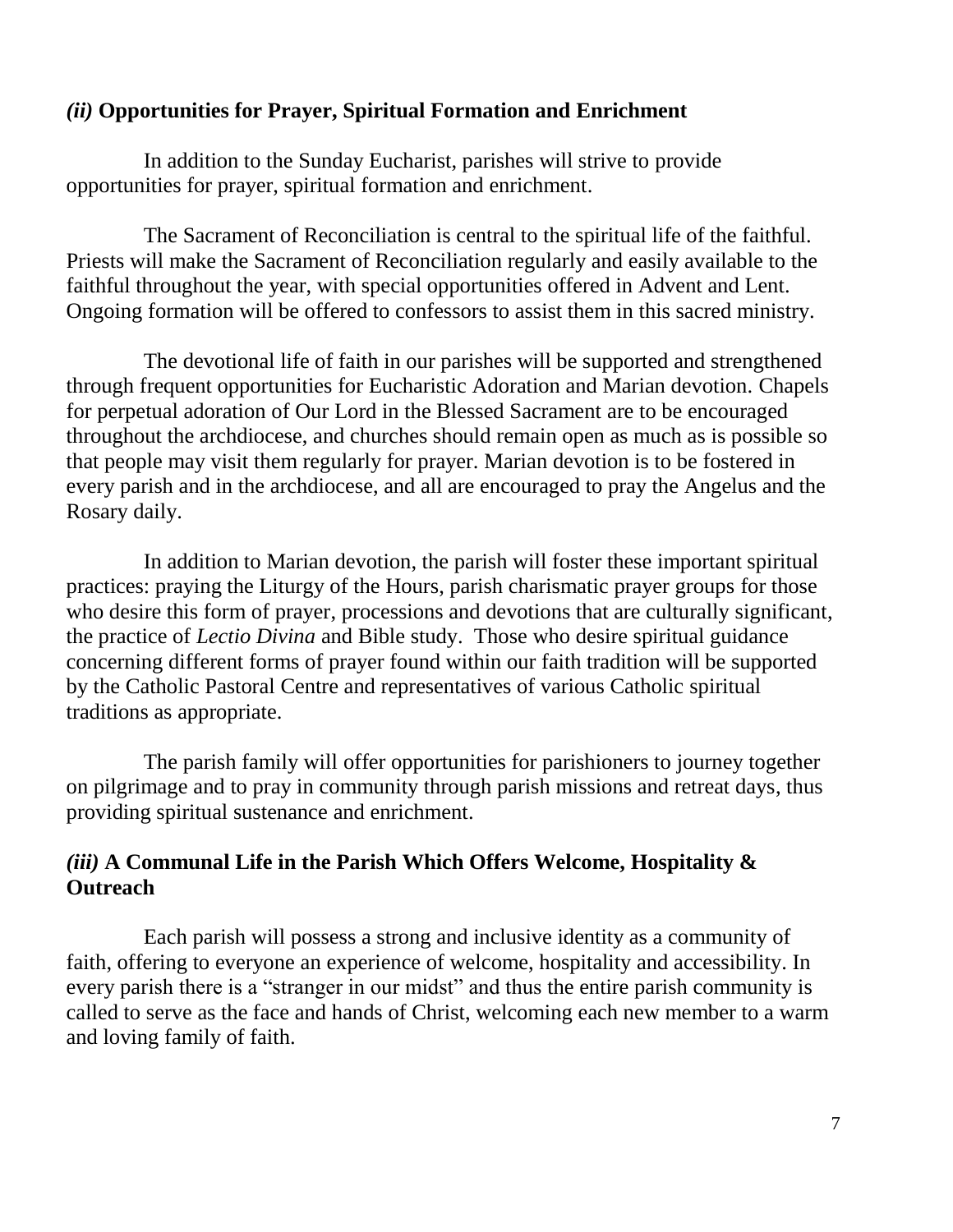### *(ii)* **Opportunities for Prayer, Spiritual Formation and Enrichment**

In addition to the Sunday Eucharist, parishes will strive to provide opportunities for prayer, spiritual formation and enrichment.

The Sacrament of Reconciliation is central to the spiritual life of the faithful. Priests will make the Sacrament of Reconciliation regularly and easily available to the faithful throughout the year, with special opportunities offered in Advent and Lent. Ongoing formation will be offered to confessors to assist them in this sacred ministry.

The devotional life of faith in our parishes will be supported and strengthened through frequent opportunities for Eucharistic Adoration and Marian devotion. Chapels for perpetual adoration of Our Lord in the Blessed Sacrament are to be encouraged throughout the archdiocese, and churches should remain open as much as is possible so that people may visit them regularly for prayer. Marian devotion is to be fostered in every parish and in the archdiocese, and all are encouraged to pray the Angelus and the Rosary daily.

In addition to Marian devotion, the parish will foster these important spiritual practices: praying the Liturgy of the Hours, parish charismatic prayer groups for those who desire this form of prayer, processions and devotions that are culturally significant, the practice of *Lectio Divina* and Bible study. Those who desire spiritual guidance concerning different forms of prayer found within our faith tradition will be supported by the Catholic Pastoral Centre and representatives of various Catholic spiritual traditions as appropriate.

The parish family will offer opportunities for parishioners to journey together on pilgrimage and to pray in community through parish missions and retreat days, thus providing spiritual sustenance and enrichment.

### *(iii)* **A Communal Life in the Parish Which Offers Welcome, Hospitality & Outreach**

Each parish will possess a strong and inclusive identity as a community of faith, offering to everyone an experience of welcome, hospitality and accessibility. In every parish there is a "stranger in our midst" and thus the entire parish community is called to serve as the face and hands of Christ, welcoming each new member to a warm and loving family of faith.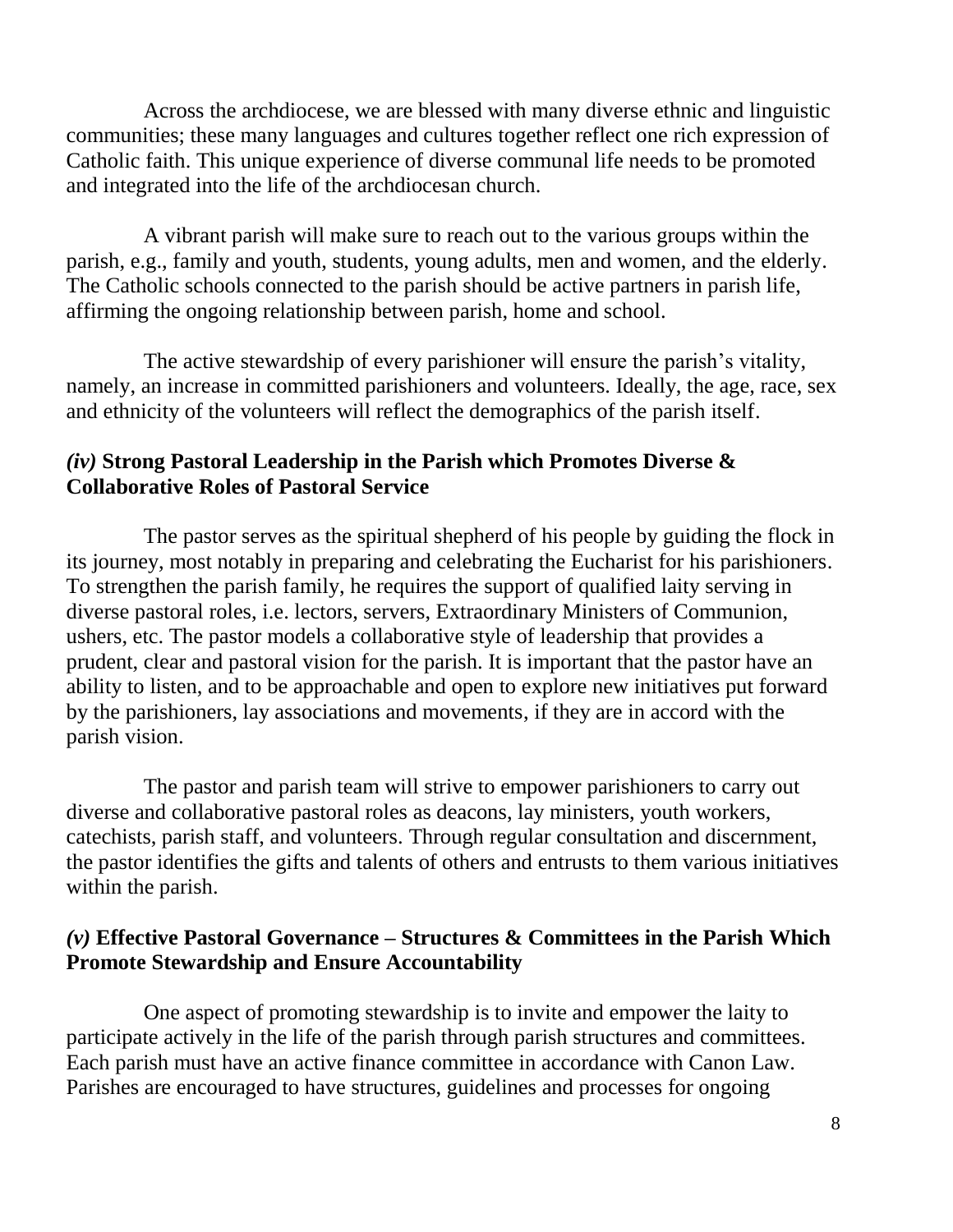Across the archdiocese, we are blessed with many diverse ethnic and linguistic communities; these many languages and cultures together reflect one rich expression of Catholic faith. This unique experience of diverse communal life needs to be promoted and integrated into the life of the archdiocesan church.

A vibrant parish will make sure to reach out to the various groups within the parish, e.g., family and youth, students, young adults, men and women, and the elderly. The Catholic schools connected to the parish should be active partners in parish life, affirming the ongoing relationship between parish, home and school.

The active stewardship of every parishioner will ensure the parish's vitality, namely, an increase in committed parishioners and volunteers. Ideally, the age, race, sex and ethnicity of the volunteers will reflect the demographics of the parish itself.

### *(iv)* **Strong Pastoral Leadership in the Parish which Promotes Diverse & Collaborative Roles of Pastoral Service**

The pastor serves as the spiritual shepherd of his people by guiding the flock in its journey, most notably in preparing and celebrating the Eucharist for his parishioners. To strengthen the parish family, he requires the support of qualified laity serving in diverse pastoral roles, i.e. lectors, servers, Extraordinary Ministers of Communion, ushers, etc. The pastor models a collaborative style of leadership that provides a prudent, clear and pastoral vision for the parish. It is important that the pastor have an ability to listen, and to be approachable and open to explore new initiatives put forward by the parishioners, lay associations and movements, if they are in accord with the parish vision.

The pastor and parish team will strive to empower parishioners to carry out diverse and collaborative pastoral roles as deacons, lay ministers, youth workers, catechists, parish staff, and volunteers. Through regular consultation and discernment, the pastor identifies the gifts and talents of others and entrusts to them various initiatives within the parish.

### *(v)* **Effective Pastoral Governance – Structures & Committees in the Parish Which Promote Stewardship and Ensure Accountability**

One aspect of promoting stewardship is to invite and empower the laity to participate actively in the life of the parish through parish structures and committees. Each parish must have an active finance committee in accordance with Canon Law. Parishes are encouraged to have structures, guidelines and processes for ongoing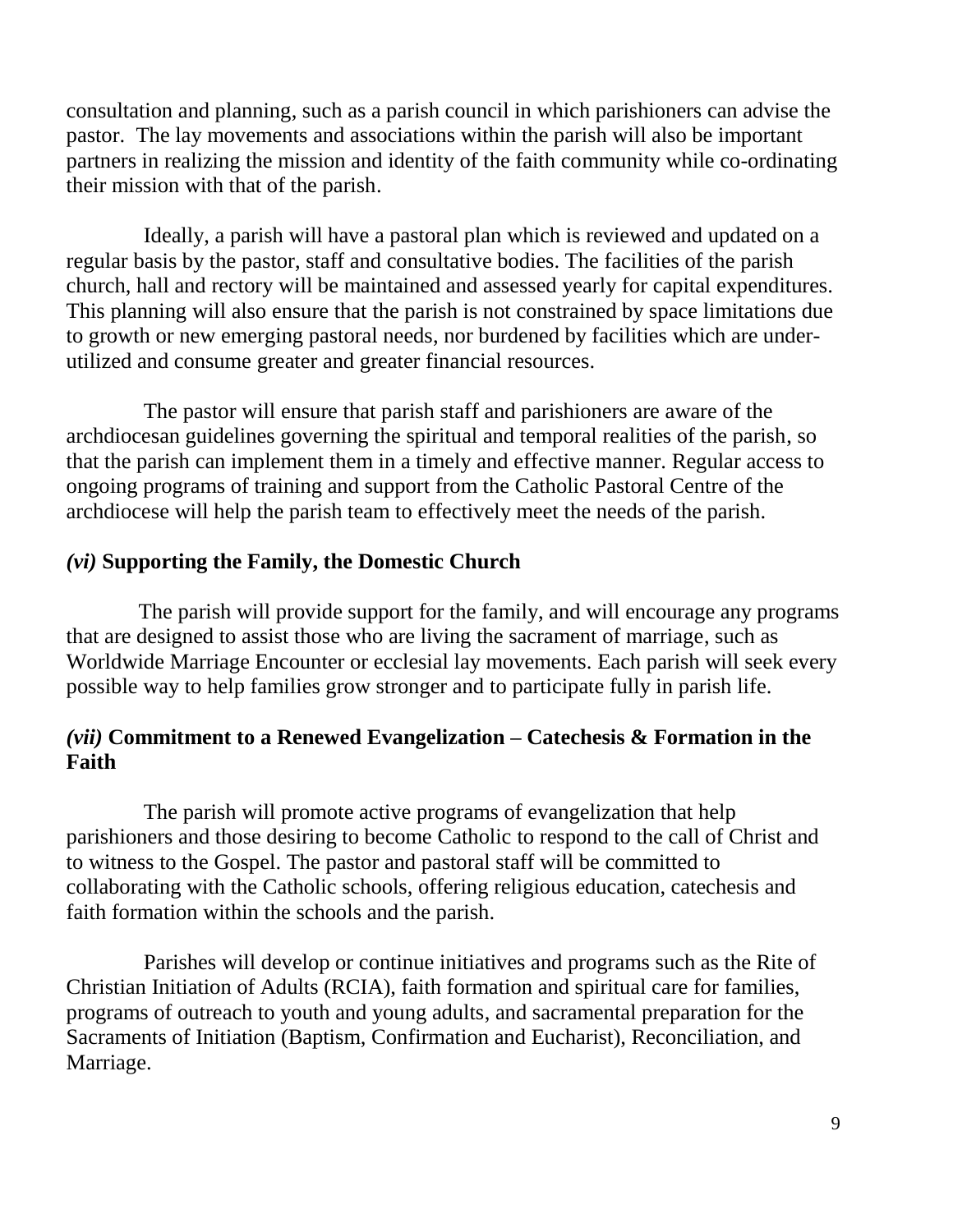consultation and planning, such as a parish council in which parishioners can advise the pastor. The lay movements and associations within the parish will also be important partners in realizing the mission and identity of the faith community while co-ordinating their mission with that of the parish.

Ideally, a parish will have a pastoral plan which is reviewed and updated on a regular basis by the pastor, staff and consultative bodies. The facilities of the parish church, hall and rectory will be maintained and assessed yearly for capital expenditures. This planning will also ensure that the parish is not constrained by space limitations due to growth or new emerging pastoral needs, nor burdened by facilities which are under-utilized and consume greater and greater financial resources.

The pastor will ensure that parish staff and parishioners are aware of the archdiocesan guidelines governing the spiritual and temporal realities of the parish, so that the parish can implement them in a timely and effective manner. Regular access to ongoing programs of training and support from the Catholic Pastoral Centre of the archdiocese will help the parish team to effectively meet the needs of the parish.

### *(vi)* **Supporting the Family, the Domestic Church**

The parish will provide support for the family, and will encourage any programs that are designed to assist those who are living the sacrament of marriage, such as Worldwide Marriage Encounter or ecclesial lay movements. Each parish will seek every possible way to help families grow stronger and to participate fully in parish life.

### *(vii)* **Commitment to a Renewed Evangelization – Catechesis & Formation in the Faith**

The parish will promote active programs of evangelization that help parishioners and those desiring to become Catholic to respond to the call of Christ and to witness to the Gospel. The pastor and pastoral staff will be committed to collaborating with the Catholic schools, offering religious education, catechesis and faith formation within the schools and the parish.

Parishes will develop or continue initiatives and programs such as the Rite of Christian Initiation of Adults (RCIA), faith formation and spiritual care for families, programs of outreach to youth and young adults, and sacramental preparation for the Sacraments of Initiation (Baptism, Confirmation and Eucharist), Reconciliation, and Marriage.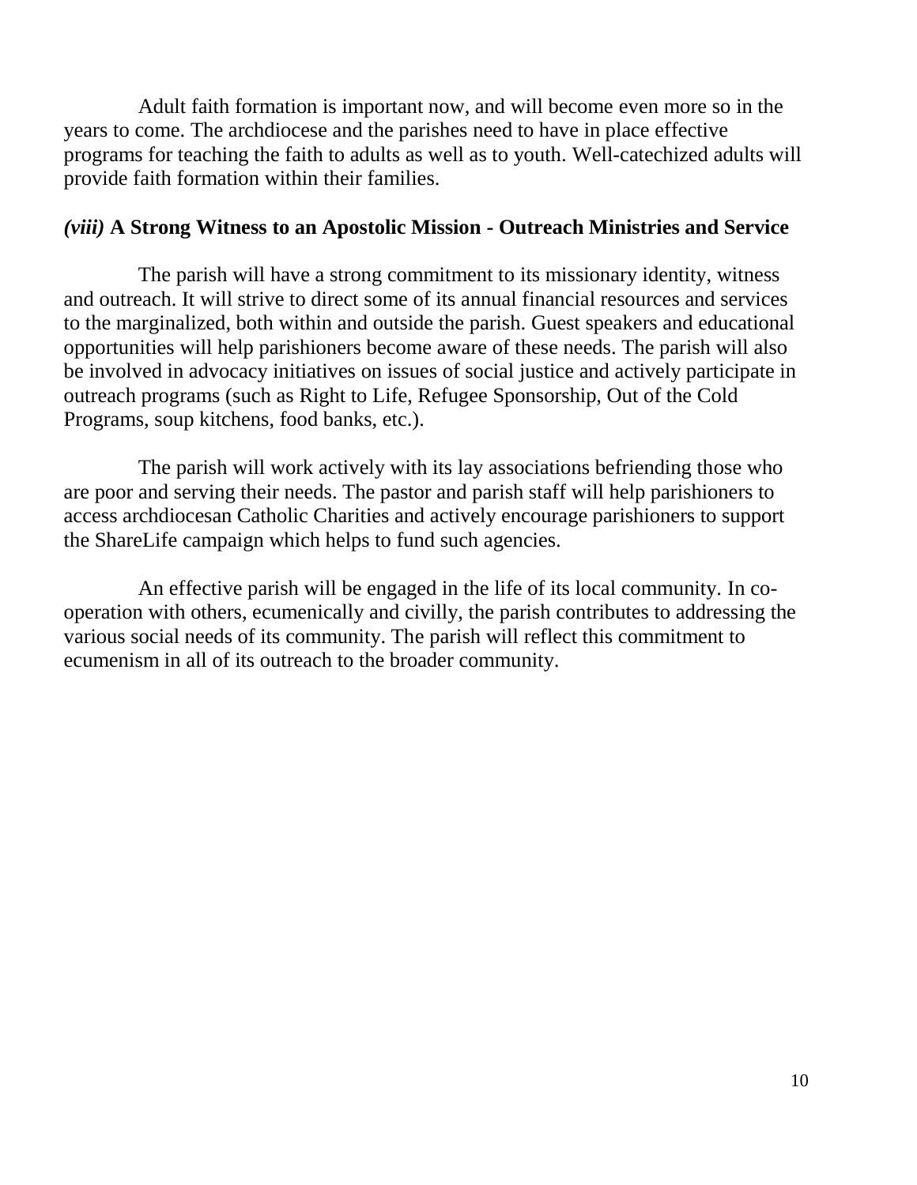Adult faith formation is important now, and will become even more so in the years to come. The archdiocese and the parishes need to have in place effective programs for teaching the faith to adults as well as to youth. Well-catechized adults will provide faith formation within their families.

### *(viii)* **A Strong Witness to an Apostolic Mission - Outreach Ministries and Service**

The parish will have a strong commitment to its missionary identity, witness and outreach. It will strive to direct some of its annual financial resources and services to the marginalized, both within and outside the parish. Guest speakers and educational opportunities will help parishioners become aware of these needs. The parish will also be involved in advocacy initiatives on issues of social justice and actively participate in outreach programs (such as Right to Life, Refugee Sponsorship, Out of the Cold Programs, soup kitchens, food banks, etc.).

The parish will work actively with its lay associations befriending those who are poor and serving their needs. The pastor and parish staff will help parishioners to access archdiocesan Catholic Charities and actively encourage parishioners to support the ShareLife campaign which helps to fund such agencies.

An effective parish will be engaged in the life of its local community. In co-operation with others, ecumenically and civilly, the parish contributes to addressing the various social needs of its community. The parish will reflect this commitment to ecumenism in all of its outreach to the broader community.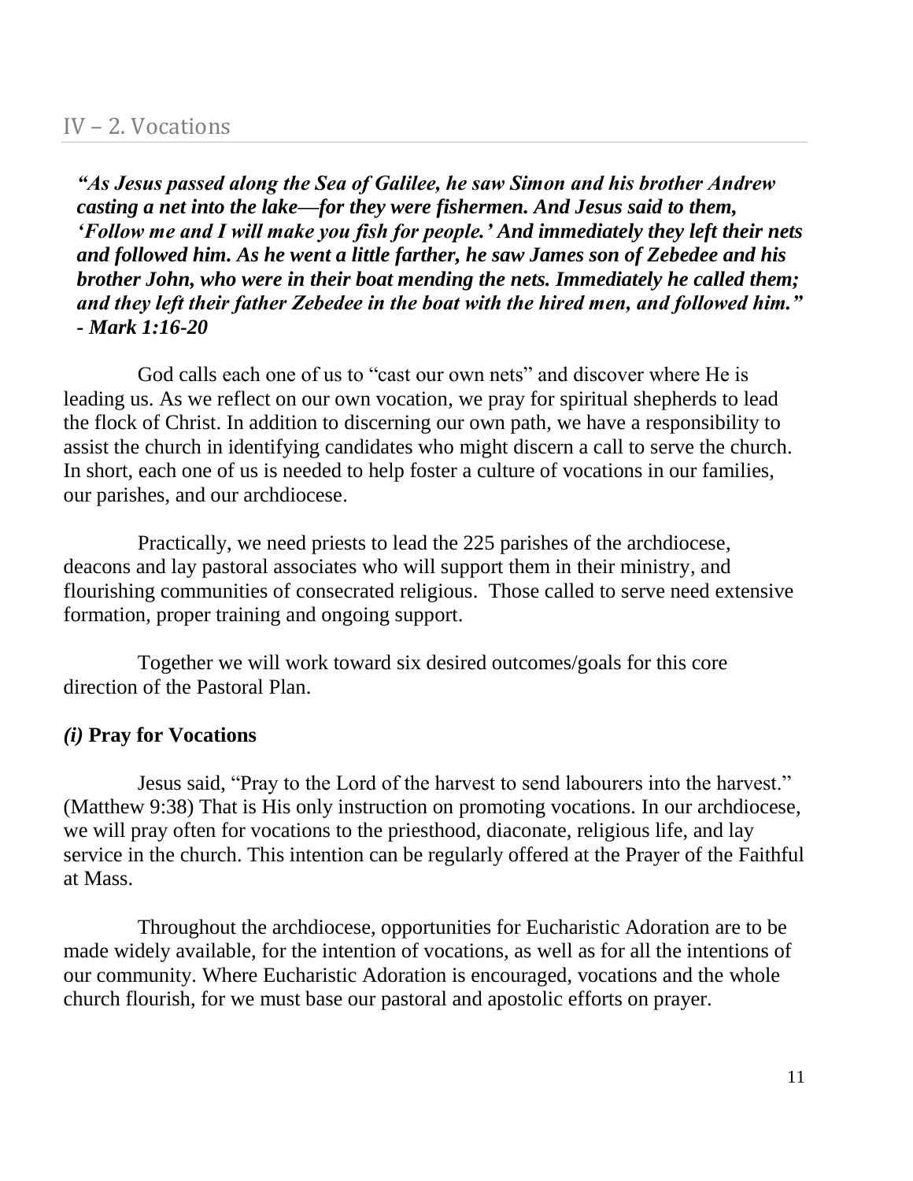## IV – 2. Vocations

***"As Jesus passed along the Sea of Galilee, he saw Simon and his brother Andrew casting a net into the lake—for they were fishermen. And Jesus said to them, 'Follow me and I will make you fish for people.' And immediately they left their nets and followed him. As he went a little farther, he saw James son of Zebedee and his brother John, who were in their boat mending the nets. Immediately he called them; and they left their father Zebedee in the boat with the hired men, and followed him." - Mark 1:16-20***

God calls each one of us to "cast our own nets" and discover where He is leading us. As we reflect on our own vocation, we pray for spiritual shepherds to lead the flock of Christ. In addition to discerning our own path, we have a responsibility to assist the church in identifying candidates who might discern a call to serve the church. In short, each one of us is needed to help foster a culture of vocations in our families, our parishes, and our archdiocese.

Practically, we need priests to lead the 225 parishes of the archdiocese, deacons and lay pastoral associates who will support them in their ministry, and flourishing communities of consecrated religious. Those called to serve need extensive formation, proper training and ongoing support.

Together we will work toward six desired outcomes/goals for this core direction of the Pastoral Plan.

### *(i)* Pray for Vocations

Jesus said, "Pray to the Lord of the harvest to send labourers into the harvest." (Matthew 9:38) That is His only instruction on promoting vocations. In our archdiocese, we will pray often for vocations to the priesthood, diaconate, religious life, and lay service in the church. This intention can be regularly offered at the Prayer of the Faithful at Mass.

Throughout the archdiocese, opportunities for Eucharistic Adoration are to be made widely available, for the intention of vocations, as well as for all the intentions of our community. Where Eucharistic Adoration is encouraged, vocations and the whole church flourish, for we must base our pastoral and apostolic efforts on prayer.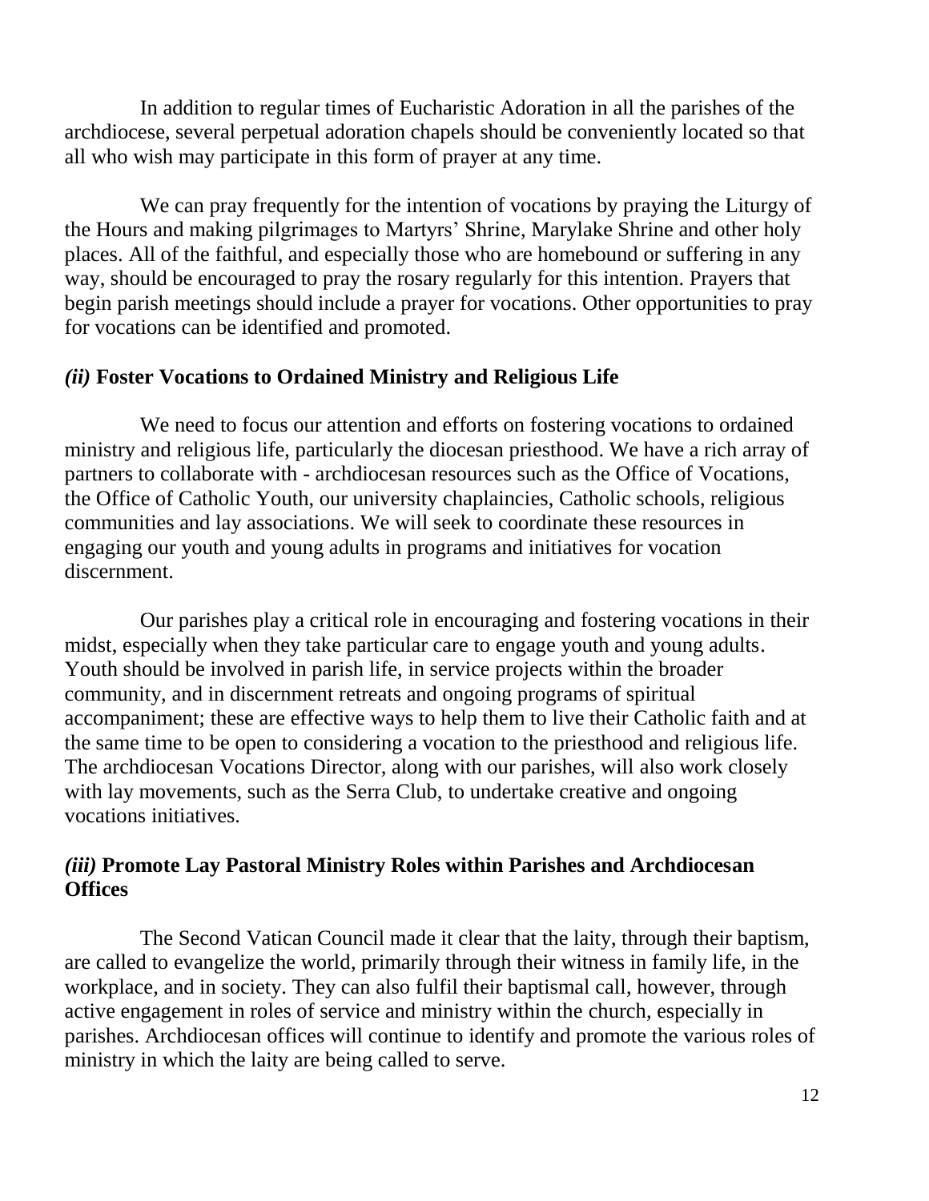In addition to regular times of Eucharistic Adoration in all the parishes of the archdiocese, several perpetual adoration chapels should be conveniently located so that all who wish may participate in this form of prayer at any time.

We can pray frequently for the intention of vocations by praying the Liturgy of the Hours and making pilgrimages to Martyrs' Shrine, Marylake Shrine and other holy places. All of the faithful, and especially those who are homebound or suffering in any way, should be encouraged to pray the rosary regularly for this intention. Prayers that begin parish meetings should include a prayer for vocations. Other opportunities to pray for vocations can be identified and promoted.

### *(ii)* **Foster Vocations to Ordained Ministry and Religious Life**

We need to focus our attention and efforts on fostering vocations to ordained ministry and religious life, particularly the diocesan priesthood. We have a rich array of partners to collaborate with - archdiocesan resources such as the Office of Vocations, the Office of Catholic Youth, our university chaplaincies, Catholic schools, religious communities and lay associations. We will seek to coordinate these resources in engaging our youth and young adults in programs and initiatives for vocation discernment.

Our parishes play a critical role in encouraging and fostering vocations in their midst, especially when they take particular care to engage youth and young adults. Youth should be involved in parish life, in service projects within the broader community, and in discernment retreats and ongoing programs of spiritual accompaniment; these are effective ways to help them to live their Catholic faith and at the same time to be open to considering a vocation to the priesthood and religious life. The archdiocesan Vocations Director, along with our parishes, will also work closely with lay movements, such as the Serra Club, to undertake creative and ongoing vocations initiatives.

### *(iii)* **Promote Lay Pastoral Ministry Roles within Parishes and Archdiocesan Offices**

The Second Vatican Council made it clear that the laity, through their baptism, are called to evangelize the world, primarily through their witness in family life, in the workplace, and in society. They can also fulfil their baptismal call, however, through active engagement in roles of service and ministry within the church, especially in parishes. Archdiocesan offices will continue to identify and promote the various roles of ministry in which the laity are being called to serve.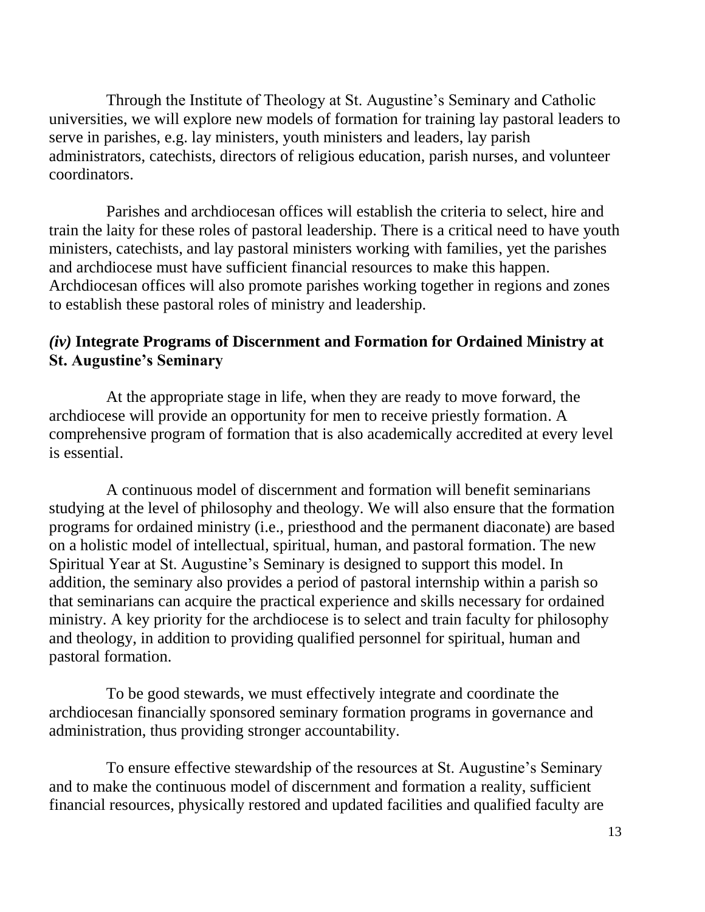Through the Institute of Theology at St. Augustine's Seminary and Catholic universities, we will explore new models of formation for training lay pastoral leaders to serve in parishes, e.g. lay ministers, youth ministers and leaders, lay parish administrators, catechists, directors of religious education, parish nurses, and volunteer coordinators.

Parishes and archdiocesan offices will establish the criteria to select, hire and train the laity for these roles of pastoral leadership. There is a critical need to have youth ministers, catechists, and lay pastoral ministers working with families, yet the parishes and archdiocese must have sufficient financial resources to make this happen. Archdiocesan offices will also promote parishes working together in regions and zones to establish these pastoral roles of ministry and leadership.

### *(iv)* **Integrate Programs of Discernment and Formation for Ordained Ministry at St. Augustine's Seminary**

At the appropriate stage in life, when they are ready to move forward, the archdiocese will provide an opportunity for men to receive priestly formation. A comprehensive program of formation that is also academically accredited at every level is essential.

A continuous model of discernment and formation will benefit seminarians studying at the level of philosophy and theology. We will also ensure that the formation programs for ordained ministry (i.e., priesthood and the permanent diaconate) are based on a holistic model of intellectual, spiritual, human, and pastoral formation. The new Spiritual Year at St. Augustine's Seminary is designed to support this model. In addition, the seminary also provides a period of pastoral internship within a parish so that seminarians can acquire the practical experience and skills necessary for ordained ministry. A key priority for the archdiocese is to select and train faculty for philosophy and theology, in addition to providing qualified personnel for spiritual, human and pastoral formation.

To be good stewards, we must effectively integrate and coordinate the archdiocesan financially sponsored seminary formation programs in governance and administration, thus providing stronger accountability.

To ensure effective stewardship of the resources at St. Augustine's Seminary and to make the continuous model of discernment and formation a reality, sufficient financial resources, physically restored and updated facilities and qualified faculty are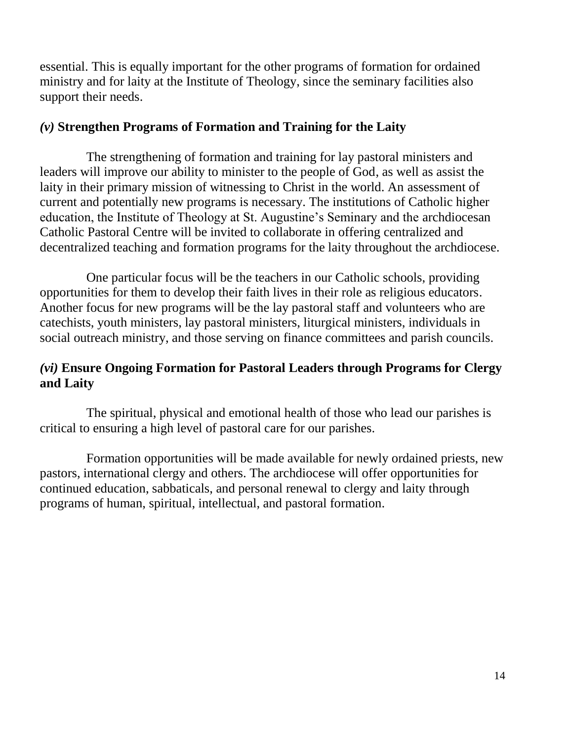essential. This is equally important for the other programs of formation for ordained ministry and for laity at the Institute of Theology, since the seminary facilities also support their needs.

### *(v)* Strengthen Programs of Formation and Training for the Laity

The strengthening of formation and training for lay pastoral ministers and leaders will improve our ability to minister to the people of God, as well as assist the laity in their primary mission of witnessing to Christ in the world. An assessment of current and potentially new programs is necessary. The institutions of Catholic higher education, the Institute of Theology at St. Augustine's Seminary and the archdiocesan Catholic Pastoral Centre will be invited to collaborate in offering centralized and decentralized teaching and formation programs for the laity throughout the archdiocese.

One particular focus will be the teachers in our Catholic schools, providing opportunities for them to develop their faith lives in their role as religious educators. Another focus for new programs will be the lay pastoral staff and volunteers who are catechists, youth ministers, lay pastoral ministers, liturgical ministers, individuals in social outreach ministry, and those serving on finance committees and parish councils.

### *(vi)* Ensure Ongoing Formation for Pastoral Leaders through Programs for Clergy and Laity

The spiritual, physical and emotional health of those who lead our parishes is critical to ensuring a high level of pastoral care for our parishes.

Formation opportunities will be made available for newly ordained priests, new pastors, international clergy and others. The archdiocese will offer opportunities for continued education, sabbaticals, and personal renewal to clergy and laity through programs of human, spiritual, intellectual, and pastoral formation.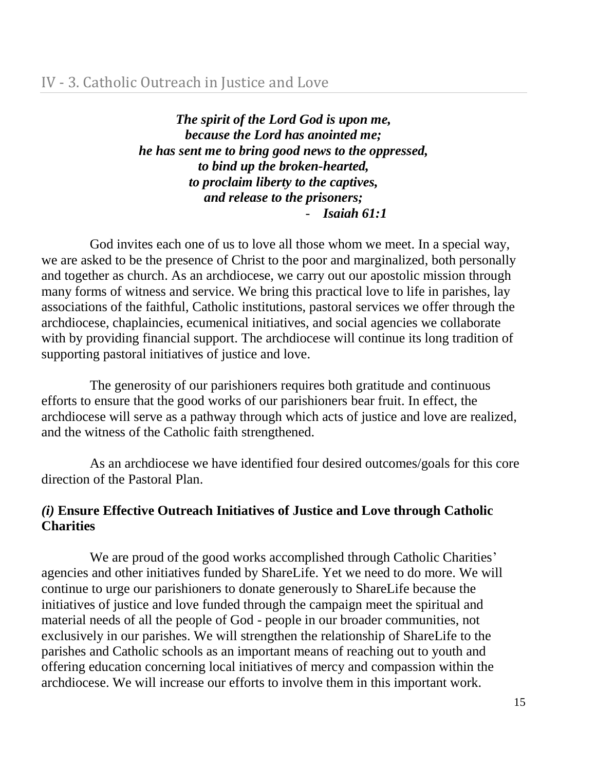## IV - 3. Catholic Outreach in Justice and Love

***The spirit of the Lord God is upon me,***
***because the Lord has anointed me;***
***he has sent me to bring good news to the oppressed,***
***to bind up the broken-hearted,***
***to proclaim liberty to the captives,***
***and release to the prisoners;***
- ***Isaiah 61:1***

God invites each one of us to love all those whom we meet. In a special way, we are asked to be the presence of Christ to the poor and marginalized, both personally and together as church. As an archdiocese, we carry out our apostolic mission through many forms of witness and service. We bring this practical love to life in parishes, lay associations of the faithful, Catholic institutions, pastoral services we offer through the archdiocese, chaplaincies, ecumenical initiatives, and social agencies we collaborate with by providing financial support. The archdiocese will continue its long tradition of supporting pastoral initiatives of justice and love.

The generosity of our parishioners requires both gratitude and continuous efforts to ensure that the good works of our parishioners bear fruit. In effect, the archdiocese will serve as a pathway through which acts of justice and love are realized, and the witness of the Catholic faith strengthened.

As an archdiocese we have identified four desired outcomes/goals for this core direction of the Pastoral Plan.

### *(i)* Ensure Effective Outreach Initiatives of Justice and Love through Catholic Charities

We are proud of the good works accomplished through Catholic Charities' agencies and other initiatives funded by ShareLife. Yet we need to do more. We will continue to urge our parishioners to donate generously to ShareLife because the initiatives of justice and love funded through the campaign meet the spiritual and material needs of all the people of God - people in our broader communities, not exclusively in our parishes. We will strengthen the relationship of ShareLife to the parishes and Catholic schools as an important means of reaching out to youth and offering education concerning local initiatives of mercy and compassion within the archdiocese. We will increase our efforts to involve them in this important work.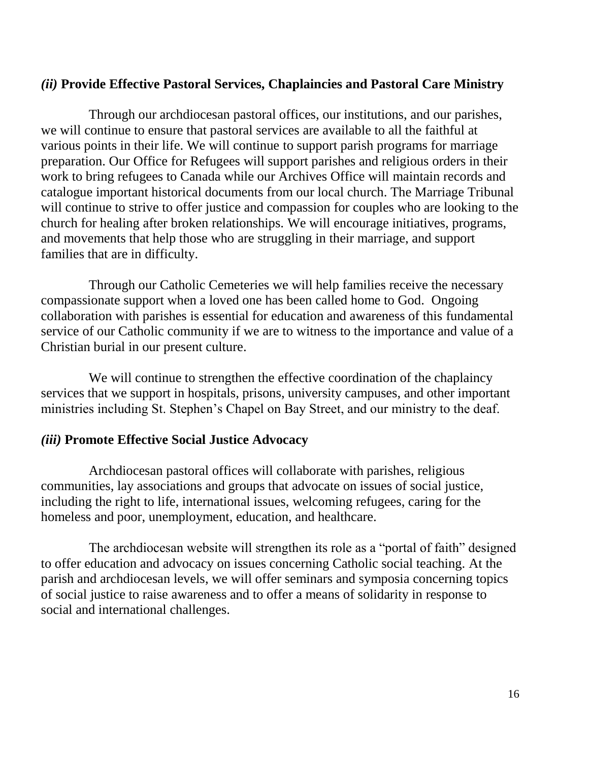### *(ii)* **Provide Effective Pastoral Services, Chaplaincies and Pastoral Care Ministry**

Through our archdiocesan pastoral offices, our institutions, and our parishes, we will continue to ensure that pastoral services are available to all the faithful at various points in their life. We will continue to support parish programs for marriage preparation. Our Office for Refugees will support parishes and religious orders in their work to bring refugees to Canada while our Archives Office will maintain records and catalogue important historical documents from our local church. The Marriage Tribunal will continue to strive to offer justice and compassion for couples who are looking to the church for healing after broken relationships. We will encourage initiatives, programs, and movements that help those who are struggling in their marriage, and support families that are in difficulty.

Through our Catholic Cemeteries we will help families receive the necessary compassionate support when a loved one has been called home to God. Ongoing collaboration with parishes is essential for education and awareness of this fundamental service of our Catholic community if we are to witness to the importance and value of a Christian burial in our present culture.

We will continue to strengthen the effective coordination of the chaplaincy services that we support in hospitals, prisons, university campuses, and other important ministries including St. Stephen's Chapel on Bay Street, and our ministry to the deaf.

### *(iii)* **Promote Effective Social Justice Advocacy**

Archdiocesan pastoral offices will collaborate with parishes, religious communities, lay associations and groups that advocate on issues of social justice, including the right to life, international issues, welcoming refugees, caring for the homeless and poor, unemployment, education, and healthcare.

The archdiocesan website will strengthen its role as a "portal of faith" designed to offer education and advocacy on issues concerning Catholic social teaching. At the parish and archdiocesan levels, we will offer seminars and symposia concerning topics of social justice to raise awareness and to offer a means of solidarity in response to social and international challenges.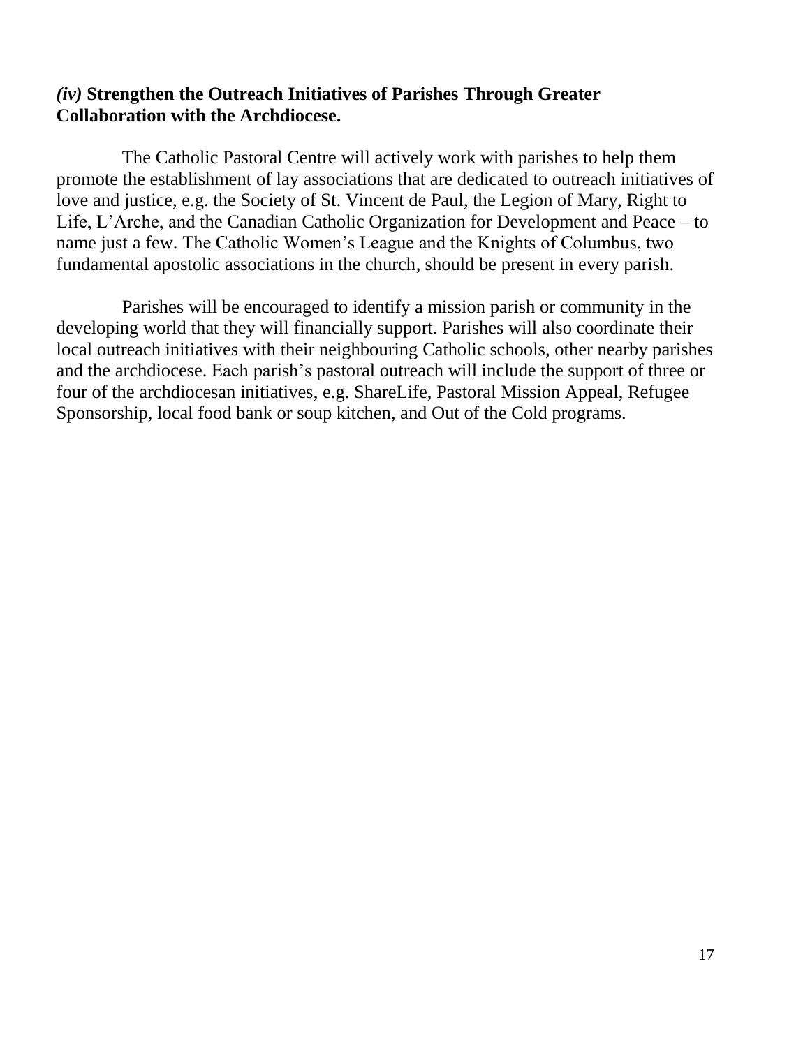### *(iv)* **Strengthen the Outreach Initiatives of Parishes Through Greater Collaboration with the Archdiocese.**

The Catholic Pastoral Centre will actively work with parishes to help them promote the establishment of lay associations that are dedicated to outreach initiatives of love and justice, e.g. the Society of St. Vincent de Paul, the Legion of Mary, Right to Life, L'Arche, and the Canadian Catholic Organization for Development and Peace – to name just a few. The Catholic Women's League and the Knights of Columbus, two fundamental apostolic associations in the church, should be present in every parish.

Parishes will be encouraged to identify a mission parish or community in the developing world that they will financially support. Parishes will also coordinate their local outreach initiatives with their neighbouring Catholic schools, other nearby parishes and the archdiocese. Each parish's pastoral outreach will include the support of three or four of the archdiocesan initiatives, e.g. ShareLife, Pastoral Mission Appeal, Refugee Sponsorship, local food bank or soup kitchen, and Out of the Cold programs.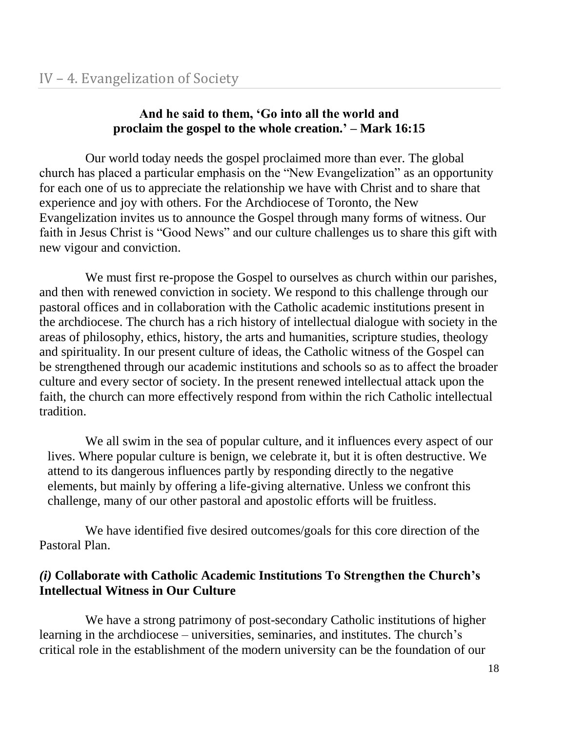## IV – 4. Evangelization of Society

**And he said to them, 'Go into all the world and proclaim the gospel to the whole creation.' – Mark 16:15**

Our world today needs the gospel proclaimed more than ever. The global church has placed a particular emphasis on the "New Evangelization" as an opportunity for each one of us to appreciate the relationship we have with Christ and to share that experience and joy with others. For the Archdiocese of Toronto, the New Evangelization invites us to announce the Gospel through many forms of witness. Our faith in Jesus Christ is "Good News" and our culture challenges us to share this gift with new vigour and conviction.

We must first re-propose the Gospel to ourselves as church within our parishes, and then with renewed conviction in society. We respond to this challenge through our pastoral offices and in collaboration with the Catholic academic institutions present in the archdiocese. The church has a rich history of intellectual dialogue with society in the areas of philosophy, ethics, history, the arts and humanities, scripture studies, theology and spirituality. In our present culture of ideas, the Catholic witness of the Gospel can be strengthened through our academic institutions and schools so as to affect the broader culture and every sector of society. In the present renewed intellectual attack upon the faith, the church can more effectively respond from within the rich Catholic intellectual tradition.

We all swim in the sea of popular culture, and it influences every aspect of our lives. Where popular culture is benign, we celebrate it, but it is often destructive. We attend to its dangerous influences partly by responding directly to the negative elements, but mainly by offering a life-giving alternative. Unless we confront this challenge, many of our other pastoral and apostolic efforts will be fruitless.

We have identified five desired outcomes/goals for this core direction of the Pastoral Plan.

### *(i)* Collaborate with Catholic Academic Institutions To Strengthen the Church's Intellectual Witness in Our Culture

We have a strong patrimony of post-secondary Catholic institutions of higher learning in the archdiocese – universities, seminaries, and institutes. The church's critical role in the establishment of the modern university can be the foundation of our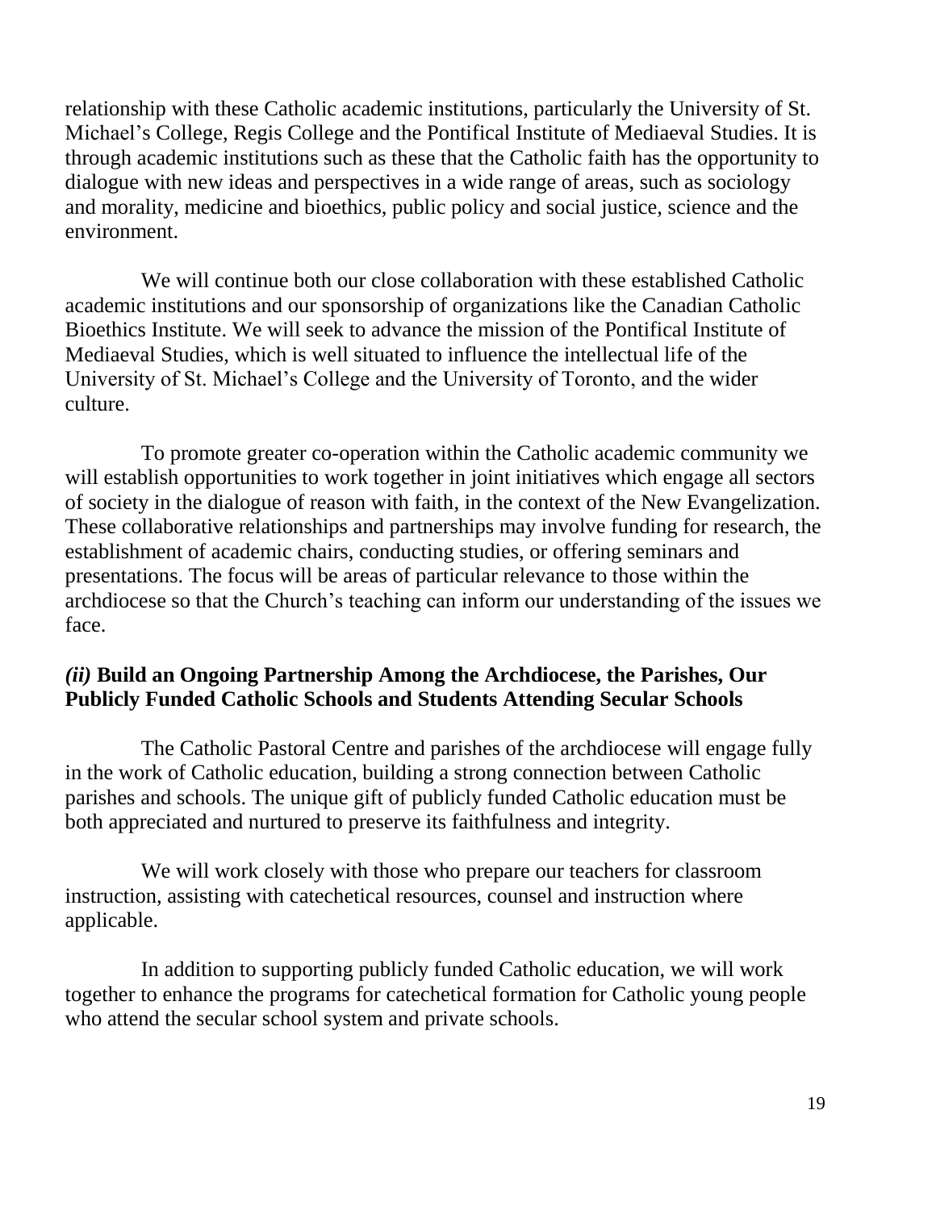relationship with these Catholic academic institutions, particularly the University of St. Michael's College, Regis College and the Pontifical Institute of Mediaeval Studies. It is through academic institutions such as these that the Catholic faith has the opportunity to dialogue with new ideas and perspectives in a wide range of areas, such as sociology and morality, medicine and bioethics, public policy and social justice, science and the environment.

We will continue both our close collaboration with these established Catholic academic institutions and our sponsorship of organizations like the Canadian Catholic Bioethics Institute. We will seek to advance the mission of the Pontifical Institute of Mediaeval Studies, which is well situated to influence the intellectual life of the University of St. Michael's College and the University of Toronto, and the wider culture.

To promote greater co-operation within the Catholic academic community we will establish opportunities to work together in joint initiatives which engage all sectors of society in the dialogue of reason with faith, in the context of the New Evangelization. These collaborative relationships and partnerships may involve funding for research, the establishment of academic chairs, conducting studies, or offering seminars and presentations. The focus will be areas of particular relevance to those within the archdiocese so that the Church's teaching can inform our understanding of the issues we face.

### *(ii)* **Build an Ongoing Partnership Among the Archdiocese, the Parishes, Our Publicly Funded Catholic Schools and Students Attending Secular Schools**

The Catholic Pastoral Centre and parishes of the archdiocese will engage fully in the work of Catholic education, building a strong connection between Catholic parishes and schools. The unique gift of publicly funded Catholic education must be both appreciated and nurtured to preserve its faithfulness and integrity.

We will work closely with those who prepare our teachers for classroom instruction, assisting with catechetical resources, counsel and instruction where applicable.

In addition to supporting publicly funded Catholic education, we will work together to enhance the programs for catechetical formation for Catholic young people who attend the secular school system and private schools.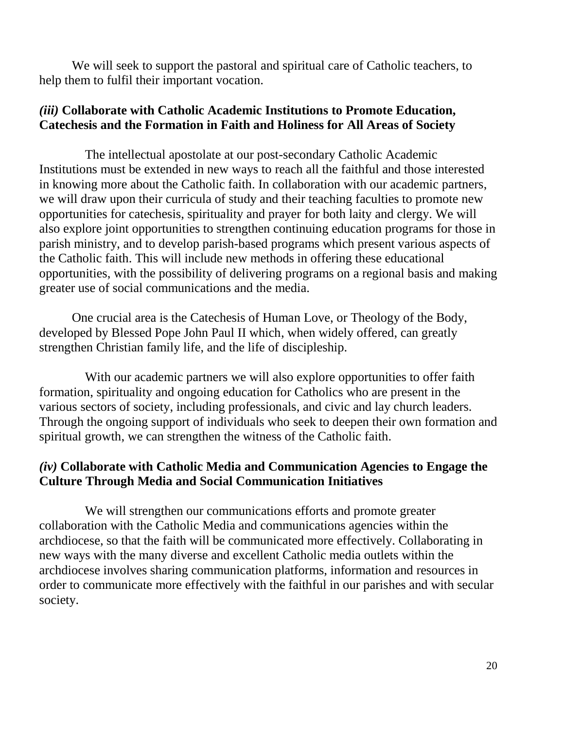We will seek to support the pastoral and spiritual care of Catholic teachers, to help them to fulfil their important vocation.

### *(iii)* **Collaborate with Catholic Academic Institutions to Promote Education, Catechesis and the Formation in Faith and Holiness for All Areas of Society**

The intellectual apostolate at our post-secondary Catholic Academic Institutions must be extended in new ways to reach all the faithful and those interested in knowing more about the Catholic faith. In collaboration with our academic partners, we will draw upon their curricula of study and their teaching faculties to promote new opportunities for catechesis, spirituality and prayer for both laity and clergy. We will also explore joint opportunities to strengthen continuing education programs for those in parish ministry, and to develop parish-based programs which present various aspects of the Catholic faith. This will include new methods in offering these educational opportunities, with the possibility of delivering programs on a regional basis and making greater use of social communications and the media.

One crucial area is the Catechesis of Human Love, or Theology of the Body, developed by Blessed Pope John Paul II which, when widely offered, can greatly strengthen Christian family life, and the life of discipleship.

With our academic partners we will also explore opportunities to offer faith formation, spirituality and ongoing education for Catholics who are present in the various sectors of society, including professionals, and civic and lay church leaders. Through the ongoing support of individuals who seek to deepen their own formation and spiritual growth, we can strengthen the witness of the Catholic faith.

### *(iv)* **Collaborate with Catholic Media and Communication Agencies to Engage the Culture Through Media and Social Communication Initiatives**

We will strengthen our communications efforts and promote greater collaboration with the Catholic Media and communications agencies within the archdiocese, so that the faith will be communicated more effectively. Collaborating in new ways with the many diverse and excellent Catholic media outlets within the archdiocese involves sharing communication platforms, information and resources in order to communicate more effectively with the faithful in our parishes and with secular society.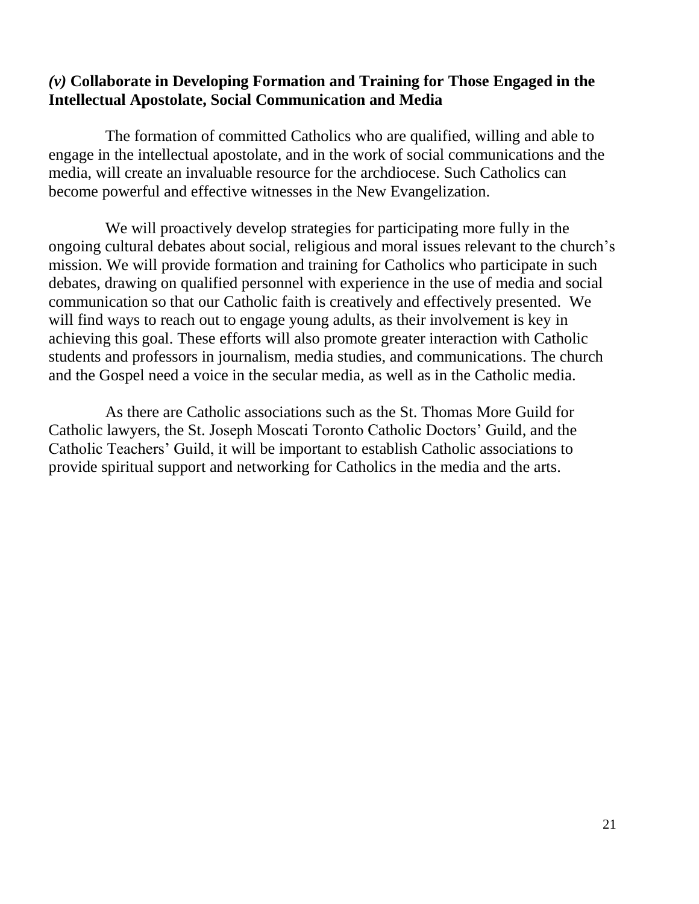### *(v)* **Collaborate in Developing Formation and Training for Those Engaged in the Intellectual Apostolate, Social Communication and Media**

The formation of committed Catholics who are qualified, willing and able to engage in the intellectual apostolate, and in the work of social communications and the media, will create an invaluable resource for the archdiocese. Such Catholics can become powerful and effective witnesses in the New Evangelization.

We will proactively develop strategies for participating more fully in the ongoing cultural debates about social, religious and moral issues relevant to the church's mission. We will provide formation and training for Catholics who participate in such debates, drawing on qualified personnel with experience in the use of media and social communication so that our Catholic faith is creatively and effectively presented. We will find ways to reach out to engage young adults, as their involvement is key in achieving this goal. These efforts will also promote greater interaction with Catholic students and professors in journalism, media studies, and communications. The church and the Gospel need a voice in the secular media, as well as in the Catholic media.

As there are Catholic associations such as the St. Thomas More Guild for Catholic lawyers, the St. Joseph Moscati Toronto Catholic Doctors' Guild, and the Catholic Teachers' Guild, it will be important to establish Catholic associations to provide spiritual support and networking for Catholics in the media and the arts.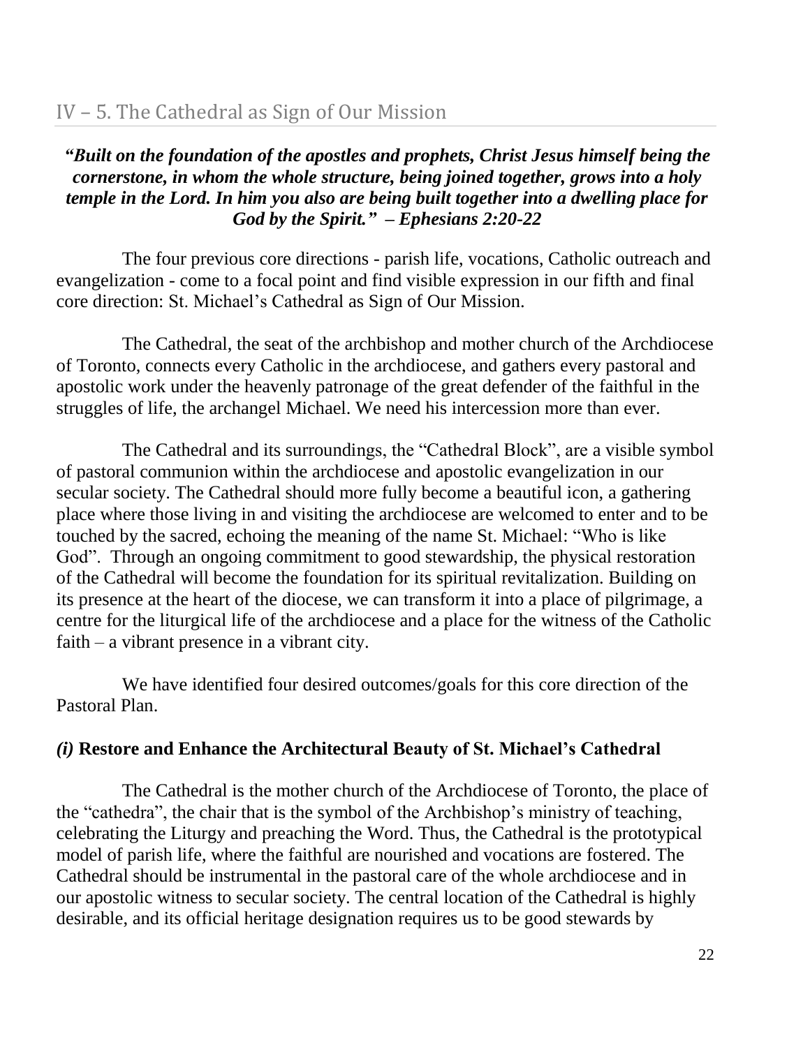## IV – 5. The Cathedral as Sign of Our Mission

***"Built on the foundation of the apostles and prophets, Christ Jesus himself being the cornerstone, in whom the whole structure, being joined together, grows into a holy temple in the Lord. In him you also are being built together into a dwelling place for God by the Spirit." – Ephesians 2:20-22***

The four previous core directions - parish life, vocations, Catholic outreach and evangelization - come to a focal point and find visible expression in our fifth and final core direction: St. Michael's Cathedral as Sign of Our Mission.

The Cathedral, the seat of the archbishop and mother church of the Archdiocese of Toronto, connects every Catholic in the archdiocese, and gathers every pastoral and apostolic work under the heavenly patronage of the great defender of the faithful in the struggles of life, the archangel Michael. We need his intercession more than ever.

The Cathedral and its surroundings, the "Cathedral Block", are a visible symbol of pastoral communion within the archdiocese and apostolic evangelization in our secular society. The Cathedral should more fully become a beautiful icon, a gathering place where those living in and visiting the archdiocese are welcomed to enter and to be touched by the sacred, echoing the meaning of the name St. Michael: "Who is like God". Through an ongoing commitment to good stewardship, the physical restoration of the Cathedral will become the foundation for its spiritual revitalization. Building on its presence at the heart of the diocese, we can transform it into a place of pilgrimage, a centre for the liturgical life of the archdiocese and a place for the witness of the Catholic faith – a vibrant presence in a vibrant city.

We have identified four desired outcomes/goals for this core direction of the Pastoral Plan.

### *(i)* Restore and Enhance the Architectural Beauty of St. Michael's Cathedral

The Cathedral is the mother church of the Archdiocese of Toronto, the place of the "cathedra", the chair that is the symbol of the Archbishop's ministry of teaching, celebrating the Liturgy and preaching the Word. Thus, the Cathedral is the prototypical model of parish life, where the faithful are nourished and vocations are fostered. The Cathedral should be instrumental in the pastoral care of the whole archdiocese and in our apostolic witness to secular society. The central location of the Cathedral is highly desirable, and its official heritage designation requires us to be good stewards by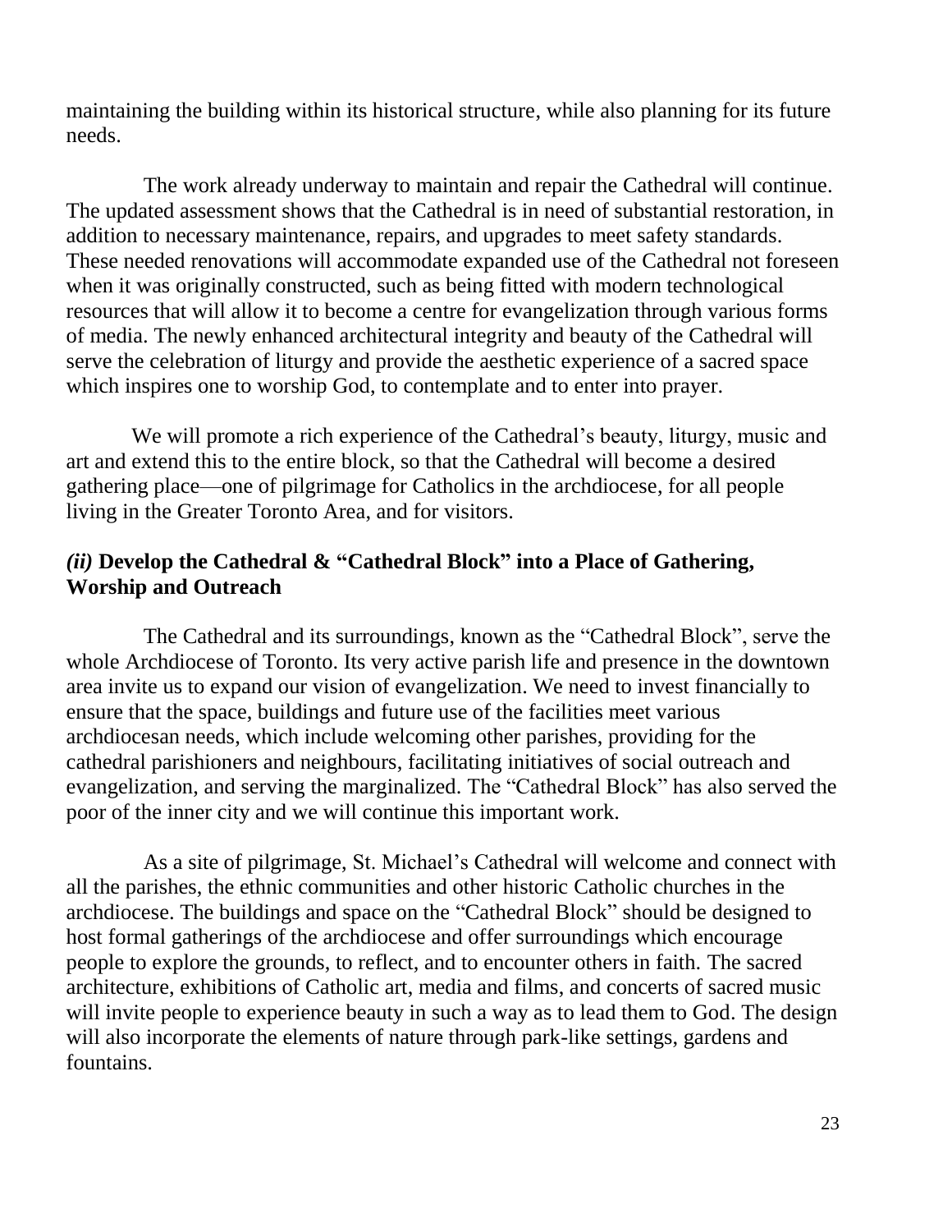maintaining the building within its historical structure, while also planning for its future needs.

The work already underway to maintain and repair the Cathedral will continue. The updated assessment shows that the Cathedral is in need of substantial restoration, in addition to necessary maintenance, repairs, and upgrades to meet safety standards. These needed renovations will accommodate expanded use of the Cathedral not foreseen when it was originally constructed, such as being fitted with modern technological resources that will allow it to become a centre for evangelization through various forms of media. The newly enhanced architectural integrity and beauty of the Cathedral will serve the celebration of liturgy and provide the aesthetic experience of a sacred space which inspires one to worship God, to contemplate and to enter into prayer.

We will promote a rich experience of the Cathedral's beauty, liturgy, music and art and extend this to the entire block, so that the Cathedral will become a desired gathering place—one of pilgrimage for Catholics in the archdiocese, for all people living in the Greater Toronto Area, and for visitors.

### *(ii)* **Develop the Cathedral & "Cathedral Block" into a Place of Gathering, Worship and Outreach**

The Cathedral and its surroundings, known as the "Cathedral Block", serve the whole Archdiocese of Toronto. Its very active parish life and presence in the downtown area invite us to expand our vision of evangelization. We need to invest financially to ensure that the space, buildings and future use of the facilities meet various archdiocesan needs, which include welcoming other parishes, providing for the cathedral parishioners and neighbours, facilitating initiatives of social outreach and evangelization, and serving the marginalized. The "Cathedral Block" has also served the poor of the inner city and we will continue this important work.

As a site of pilgrimage, St. Michael's Cathedral will welcome and connect with all the parishes, the ethnic communities and other historic Catholic churches in the archdiocese. The buildings and space on the "Cathedral Block" should be designed to host formal gatherings of the archdiocese and offer surroundings which encourage people to explore the grounds, to reflect, and to encounter others in faith. The sacred architecture, exhibitions of Catholic art, media and films, and concerts of sacred music will invite people to experience beauty in such a way as to lead them to God. The design will also incorporate the elements of nature through park-like settings, gardens and fountains.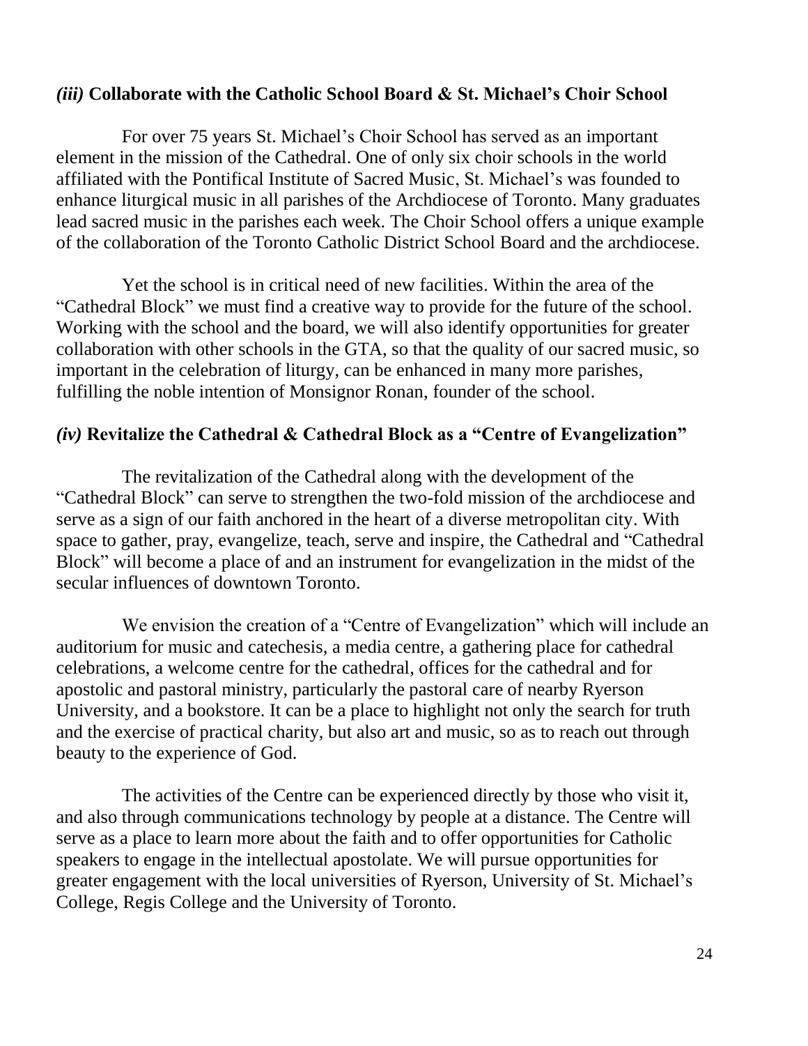### *(iii)* **Collaborate with the Catholic School Board & St. Michael's Choir School**

For over 75 years St. Michael's Choir School has served as an important element in the mission of the Cathedral. One of only six choir schools in the world affiliated with the Pontifical Institute of Sacred Music, St. Michael's was founded to enhance liturgical music in all parishes of the Archdiocese of Toronto. Many graduates lead sacred music in the parishes each week. The Choir School offers a unique example of the collaboration of the Toronto Catholic District School Board and the archdiocese.

Yet the school is in critical need of new facilities. Within the area of the "Cathedral Block" we must find a creative way to provide for the future of the school. Working with the school and the board, we will also identify opportunities for greater collaboration with other schools in the GTA, so that the quality of our sacred music, so important in the celebration of liturgy, can be enhanced in many more parishes, fulfilling the noble intention of Monsignor Ronan, founder of the school.

### *(iv)* **Revitalize the Cathedral & Cathedral Block as a "Centre of Evangelization"**

The revitalization of the Cathedral along with the development of the "Cathedral Block" can serve to strengthen the two-fold mission of the archdiocese and serve as a sign of our faith anchored in the heart of a diverse metropolitan city. With space to gather, pray, evangelize, teach, serve and inspire, the Cathedral and "Cathedral Block" will become a place of and an instrument for evangelization in the midst of the secular influences of downtown Toronto.

We envision the creation of a "Centre of Evangelization" which will include an auditorium for music and catechesis, a media centre, a gathering place for cathedral celebrations, a welcome centre for the cathedral, offices for the cathedral and for apostolic and pastoral ministry, particularly the pastoral care of nearby Ryerson University, and a bookstore. It can be a place to highlight not only the search for truth and the exercise of practical charity, but also art and music, so as to reach out through beauty to the experience of God.

The activities of the Centre can be experienced directly by those who visit it, and also through communications technology by people at a distance. The Centre will serve as a place to learn more about the faith and to offer opportunities for Catholic speakers to engage in the intellectual apostolate. We will pursue opportunities for greater engagement with the local universities of Ryerson, University of St. Michael's College, Regis College and the University of Toronto.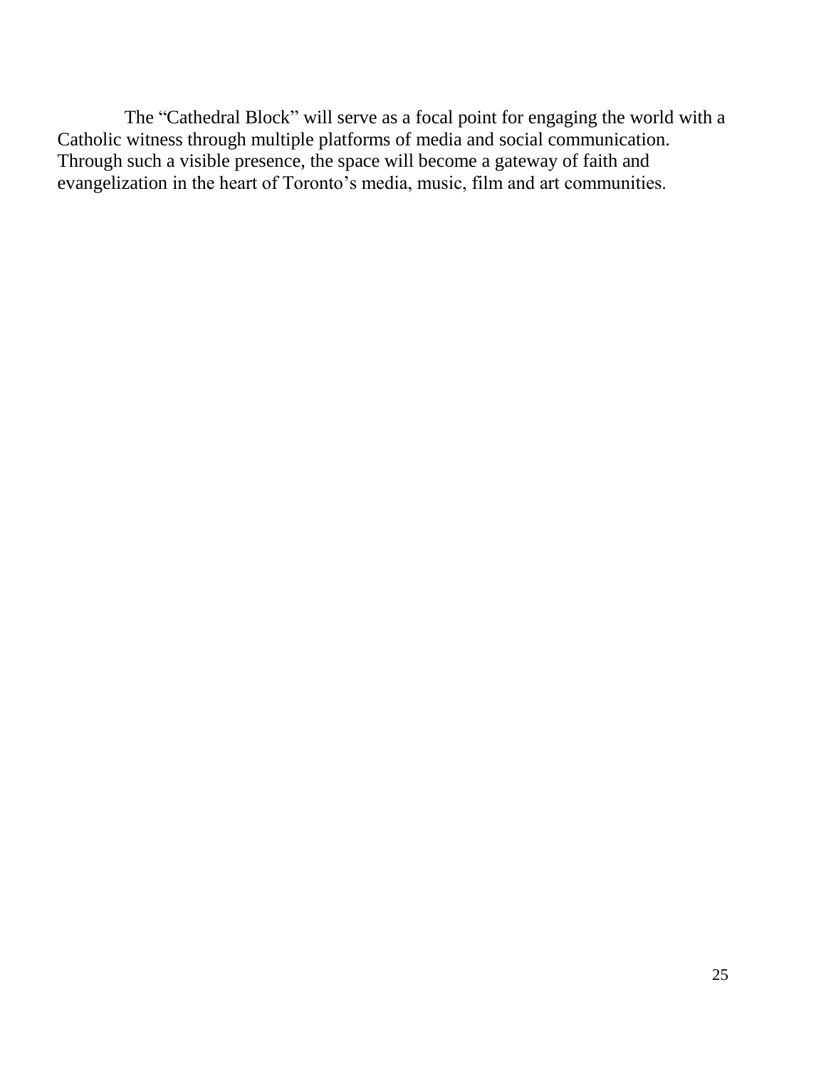The “Cathedral Block” will serve as a focal point for engaging the world with a Catholic witness through multiple platforms of media and social communication. Through such a visible presence, the space will become a gateway of faith and evangelization in the heart of Toronto’s media, music, film and art communities.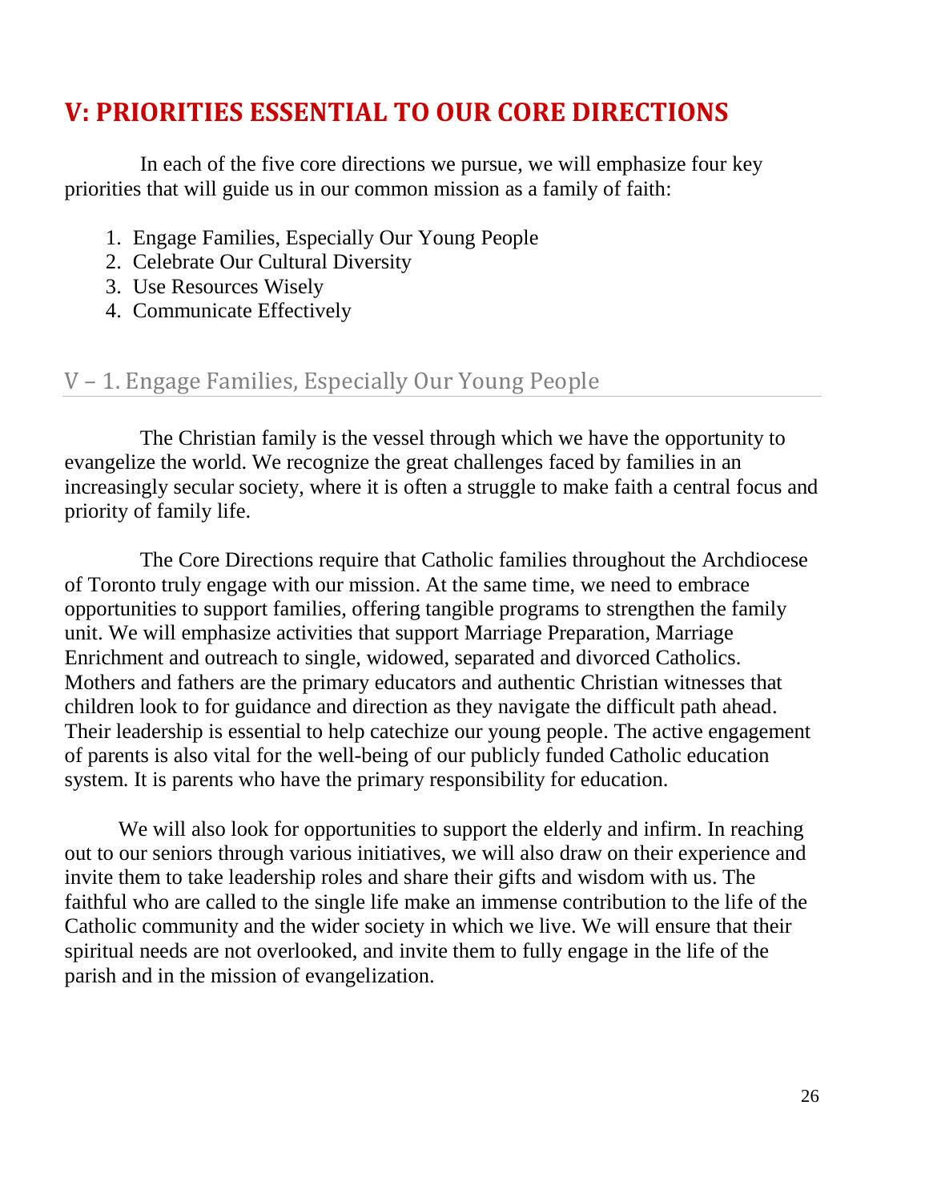# V: PRIORITIES ESSENTIAL TO OUR CORE DIRECTIONS

In each of the five core directions we pursue, we will emphasize four key priorities that will guide us in our common mission as a family of faith:

1. Engage Families, Especially Our Young People
2. Celebrate Our Cultural Diversity
3. Use Resources Wisely
4. Communicate Effectively

## V – 1. Engage Families, Especially Our Young People

The Christian family is the vessel through which we have the opportunity to evangelize the world. We recognize the great challenges faced by families in an increasingly secular society, where it is often a struggle to make faith a central focus and priority of family life.

The Core Directions require that Catholic families throughout the Archdiocese of Toronto truly engage with our mission. At the same time, we need to embrace opportunities to support families, offering tangible programs to strengthen the family unit. We will emphasize activities that support Marriage Preparation, Marriage Enrichment and outreach to single, widowed, separated and divorced Catholics. Mothers and fathers are the primary educators and authentic Christian witnesses that children look to for guidance and direction as they navigate the difficult path ahead. Their leadership is essential to help catechize our young people. The active engagement of parents is also vital for the well-being of our publicly funded Catholic education system. It is parents who have the primary responsibility for education.

We will also look for opportunities to support the elderly and infirm. In reaching out to our seniors through various initiatives, we will also draw on their experience and invite them to take leadership roles and share their gifts and wisdom with us. The faithful who are called to the single life make an immense contribution to the life of the Catholic community and the wider society in which we live. We will ensure that their spiritual needs are not overlooked, and invite them to fully engage in the life of the parish and in the mission of evangelization.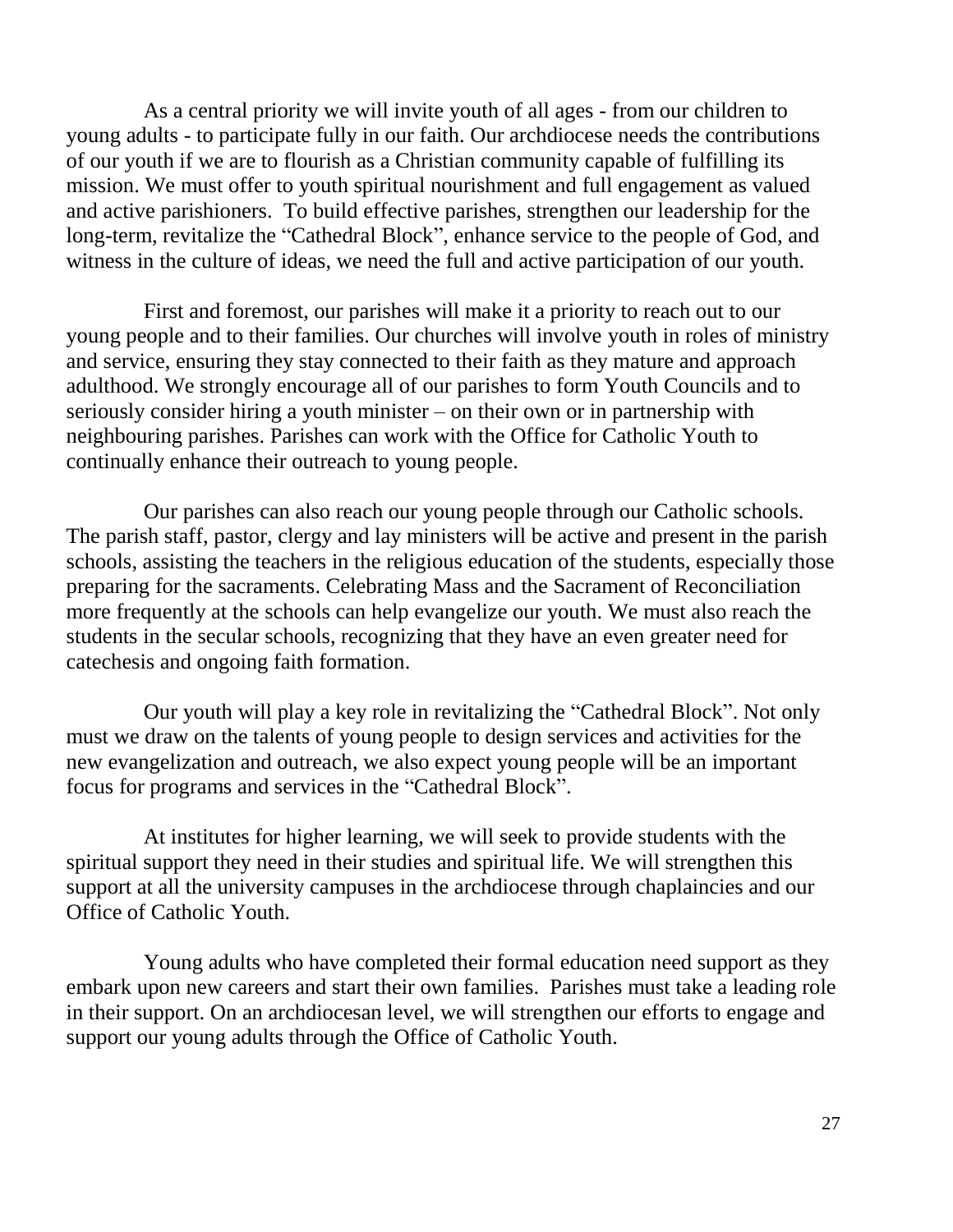As a central priority we will invite youth of all ages - from our children to young adults - to participate fully in our faith. Our archdiocese needs the contributions of our youth if we are to flourish as a Christian community capable of fulfilling its mission. We must offer to youth spiritual nourishment and full engagement as valued and active parishioners. To build effective parishes, strengthen our leadership for the long-term, revitalize the "Cathedral Block", enhance service to the people of God, and witness in the culture of ideas, we need the full and active participation of our youth.

First and foremost, our parishes will make it a priority to reach out to our young people and to their families. Our churches will involve youth in roles of ministry and service, ensuring they stay connected to their faith as they mature and approach adulthood. We strongly encourage all of our parishes to form Youth Councils and to seriously consider hiring a youth minister – on their own or in partnership with neighbouring parishes. Parishes can work with the Office for Catholic Youth to continually enhance their outreach to young people.

Our parishes can also reach our young people through our Catholic schools. The parish staff, pastor, clergy and lay ministers will be active and present in the parish schools, assisting the teachers in the religious education of the students, especially those preparing for the sacraments. Celebrating Mass and the Sacrament of Reconciliation more frequently at the schools can help evangelize our youth. We must also reach the students in the secular schools, recognizing that they have an even greater need for catechesis and ongoing faith formation.

Our youth will play a key role in revitalizing the "Cathedral Block". Not only must we draw on the talents of young people to design services and activities for the new evangelization and outreach, we also expect young people will be an important focus for programs and services in the "Cathedral Block".

At institutes for higher learning, we will seek to provide students with the spiritual support they need in their studies and spiritual life. We will strengthen this support at all the university campuses in the archdiocese through chaplaincies and our Office of Catholic Youth.

Young adults who have completed their formal education need support as they embark upon new careers and start their own families. Parishes must take a leading role in their support. On an archdiocesan level, we will strengthen our efforts to engage and support our young adults through the Office of Catholic Youth.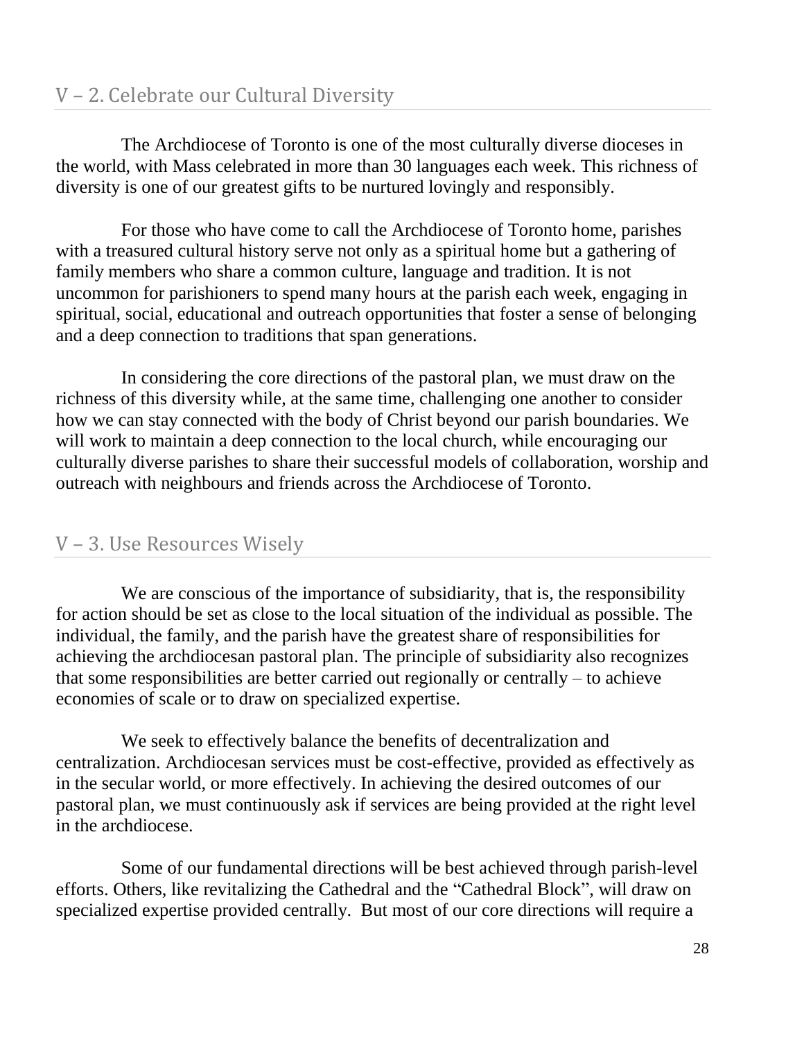## V – 2. Celebrate our Cultural Diversity

The Archdiocese of Toronto is one of the most culturally diverse dioceses in the world, with Mass celebrated in more than 30 languages each week. This richness of diversity is one of our greatest gifts to be nurtured lovingly and responsibly.

For those who have come to call the Archdiocese of Toronto home, parishes with a treasured cultural history serve not only as a spiritual home but a gathering of family members who share a common culture, language and tradition. It is not uncommon for parishioners to spend many hours at the parish each week, engaging in spiritual, social, educational and outreach opportunities that foster a sense of belonging and a deep connection to traditions that span generations.

In considering the core directions of the pastoral plan, we must draw on the richness of this diversity while, at the same time, challenging one another to consider how we can stay connected with the body of Christ beyond our parish boundaries. We will work to maintain a deep connection to the local church, while encouraging our culturally diverse parishes to share their successful models of collaboration, worship and outreach with neighbours and friends across the Archdiocese of Toronto.

## V – 3. Use Resources Wisely

We are conscious of the importance of subsidiarity, that is, the responsibility for action should be set as close to the local situation of the individual as possible. The individual, the family, and the parish have the greatest share of responsibilities for achieving the archdiocesan pastoral plan. The principle of subsidiarity also recognizes that some responsibilities are better carried out regionally or centrally – to achieve economies of scale or to draw on specialized expertise.

We seek to effectively balance the benefits of decentralization and centralization. Archdiocesan services must be cost-effective, provided as effectively as in the secular world, or more effectively. In achieving the desired outcomes of our pastoral plan, we must continuously ask if services are being provided at the right level in the archdiocese.

Some of our fundamental directions will be best achieved through parish-level efforts. Others, like revitalizing the Cathedral and the "Cathedral Block", will draw on specialized expertise provided centrally. But most of our core directions will require a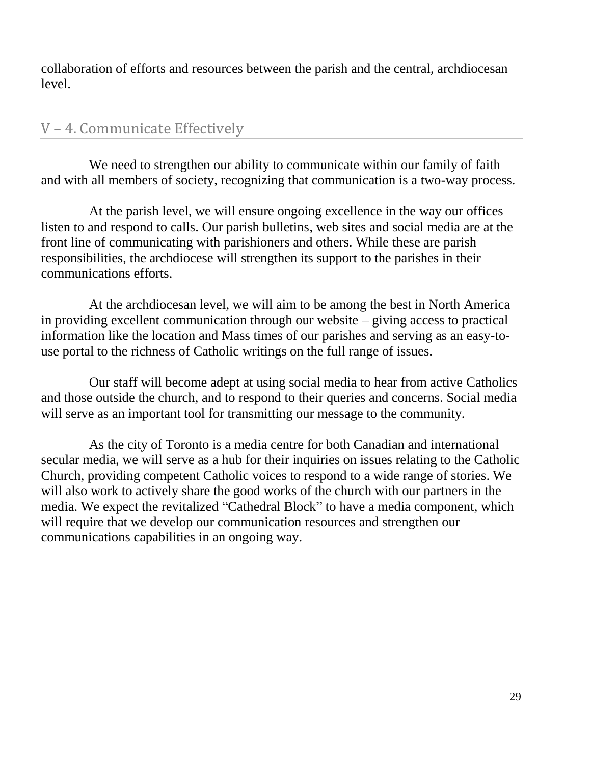collaboration of efforts and resources between the parish and the central, archdiocesan level.

## V – 4. Communicate Effectively

We need to strengthen our ability to communicate within our family of faith and with all members of society, recognizing that communication is a two-way process.

At the parish level, we will ensure ongoing excellence in the way our offices listen to and respond to calls. Our parish bulletins, web sites and social media are at the front line of communicating with parishioners and others. While these are parish responsibilities, the archdiocese will strengthen its support to the parishes in their communications efforts.

At the archdiocesan level, we will aim to be among the best in North America in providing excellent communication through our website – giving access to practical information like the location and Mass times of our parishes and serving as an easy-to-use portal to the richness of Catholic writings on the full range of issues.

Our staff will become adept at using social media to hear from active Catholics and those outside the church, and to respond to their queries and concerns. Social media will serve as an important tool for transmitting our message to the community.

As the city of Toronto is a media centre for both Canadian and international secular media, we will serve as a hub for their inquiries on issues relating to the Catholic Church, providing competent Catholic voices to respond to a wide range of stories. We will also work to actively share the good works of the church with our partners in the media. We expect the revitalized "Cathedral Block" to have a media component, which will require that we develop our communication resources and strengthen our communications capabilities in an ongoing way.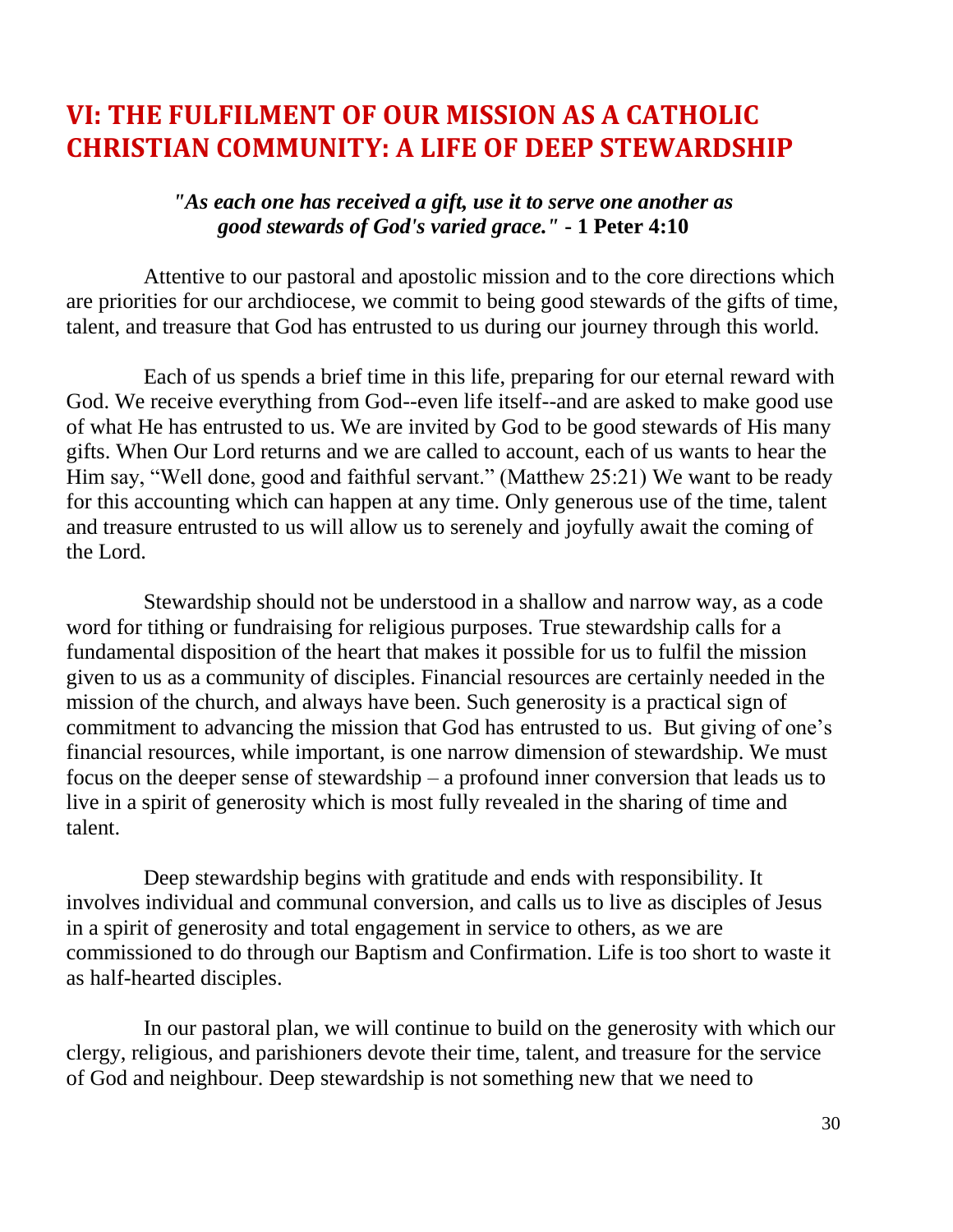## VI: THE FULFILMENT OF OUR MISSION AS A CATHOLIC CHRISTIAN COMMUNITY: A LIFE OF DEEP STEWARDSHIP

> ***"As each one has received a gift, use it to serve one another as good stewards of God's varied grace."* - 1 Peter 4:10**

Attentive to our pastoral and apostolic mission and to the core directions which are priorities for our archdiocese, we commit to being good stewards of the gifts of time, talent, and treasure that God has entrusted to us during our journey through this world.

Each of us spends a brief time in this life, preparing for our eternal reward with God. We receive everything from God--even life itself--and are asked to make good use of what He has entrusted to us. We are invited by God to be good stewards of His many gifts. When Our Lord returns and we are called to account, each of us wants to hear the Him say, "Well done, good and faithful servant." (Matthew 25:21) We want to be ready for this accounting which can happen at any time. Only generous use of the time, talent and treasure entrusted to us will allow us to serenely and joyfully await the coming of the Lord.

Stewardship should not be understood in a shallow and narrow way, as a code word for tithing or fundraising for religious purposes. True stewardship calls for a fundamental disposition of the heart that makes it possible for us to fulfil the mission given to us as a community of disciples. Financial resources are certainly needed in the mission of the church, and always have been. Such generosity is a practical sign of commitment to advancing the mission that God has entrusted to us. But giving of one's financial resources, while important, is one narrow dimension of stewardship. We must focus on the deeper sense of stewardship – a profound inner conversion that leads us to live in a spirit of generosity which is most fully revealed in the sharing of time and talent.

Deep stewardship begins with gratitude and ends with responsibility. It involves individual and communal conversion, and calls us to live as disciples of Jesus in a spirit of generosity and total engagement in service to others, as we are commissioned to do through our Baptism and Confirmation. Life is too short to waste it as half-hearted disciples.

In our pastoral plan, we will continue to build on the generosity with which our clergy, religious, and parishioners devote their time, talent, and treasure for the service of God and neighbour. Deep stewardship is not something new that we need to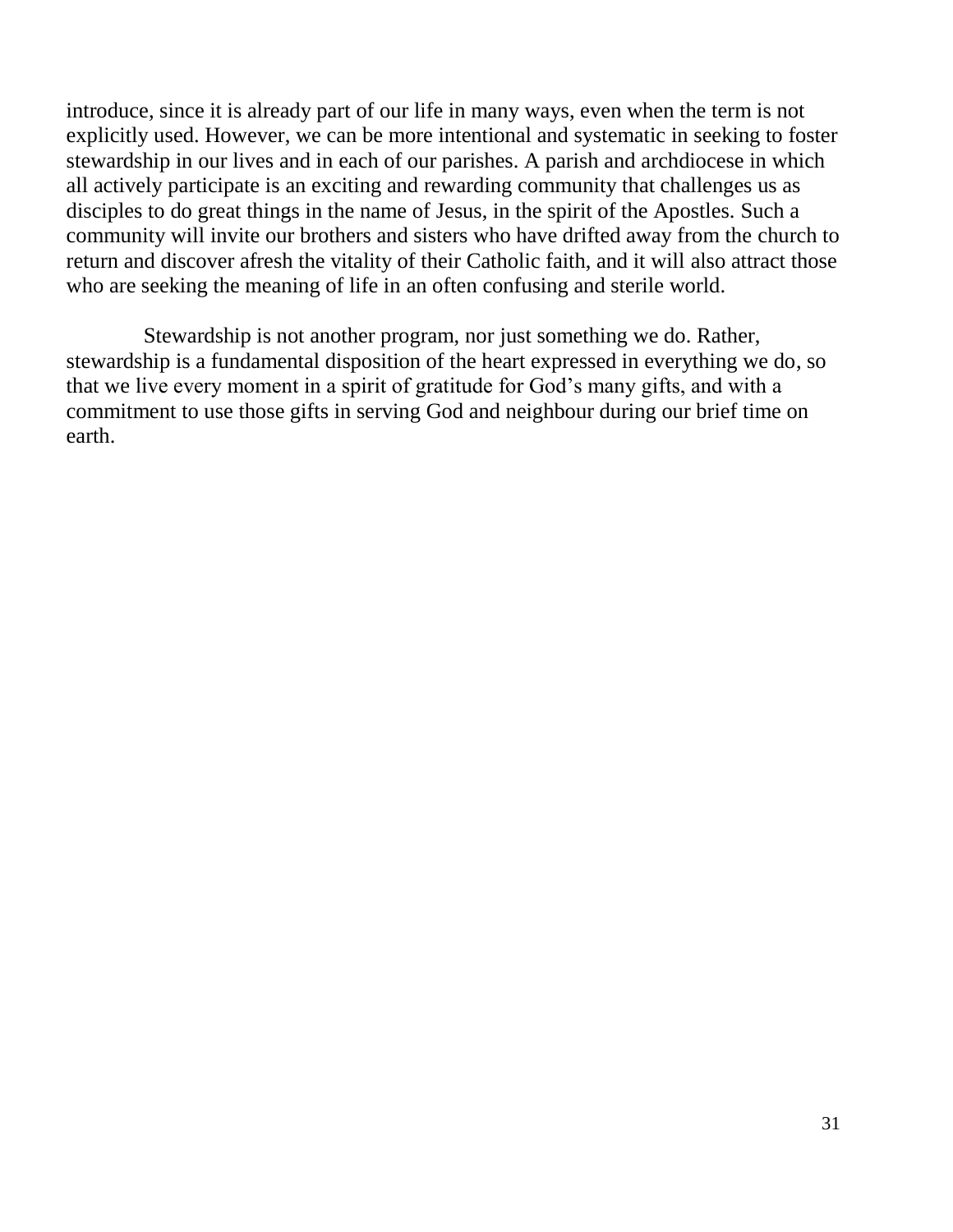introduce, since it is already part of our life in many ways, even when the term is not explicitly used. However, we can be more intentional and systematic in seeking to foster stewardship in our lives and in each of our parishes. A parish and archdiocese in which all actively participate is an exciting and rewarding community that challenges us as disciples to do great things in the name of Jesus, in the spirit of the Apostles. Such a community will invite our brothers and sisters who have drifted away from the church to return and discover afresh the vitality of their Catholic faith, and it will also attract those who are seeking the meaning of life in an often confusing and sterile world.

Stewardship is not another program, nor just something we do. Rather, stewardship is a fundamental disposition of the heart expressed in everything we do, so that we live every moment in a spirit of gratitude for God's many gifts, and with a commitment to use those gifts in serving God and neighbour during our brief time on earth.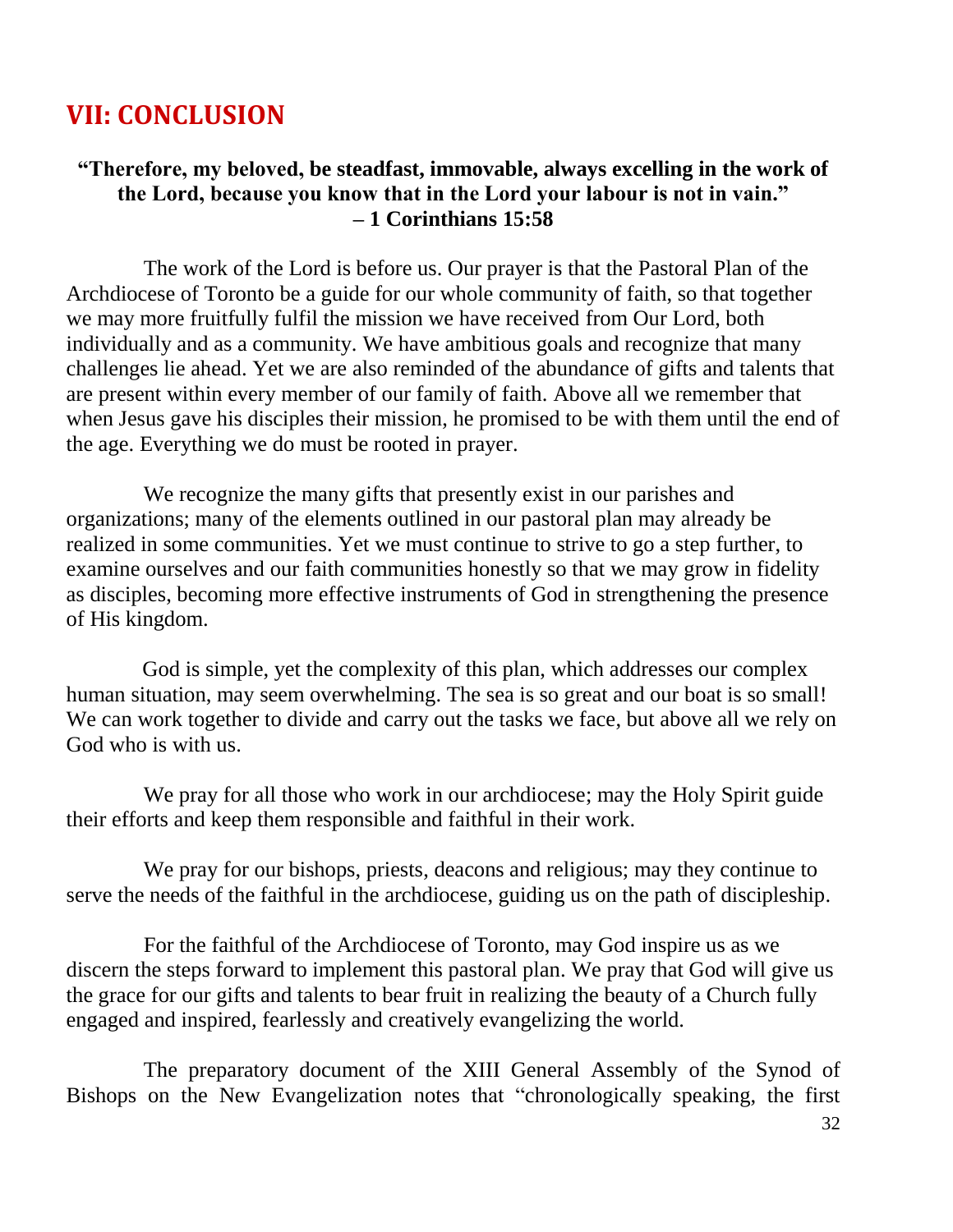## VII: CONCLUSION

**"Therefore, my beloved, be steadfast, immovable, always excelling in the work of the Lord, because you know that in the Lord your labour is not in vain." – 1 Corinthians 15:58**

The work of the Lord is before us. Our prayer is that the Pastoral Plan of the Archdiocese of Toronto be a guide for our whole community of faith, so that together we may more fruitfully fulfil the mission we have received from Our Lord, both individually and as a community. We have ambitious goals and recognize that many challenges lie ahead. Yet we are also reminded of the abundance of gifts and talents that are present within every member of our family of faith. Above all we remember that when Jesus gave his disciples their mission, he promised to be with them until the end of the age. Everything we do must be rooted in prayer.

We recognize the many gifts that presently exist in our parishes and organizations; many of the elements outlined in our pastoral plan may already be realized in some communities. Yet we must continue to strive to go a step further, to examine ourselves and our faith communities honestly so that we may grow in fidelity as disciples, becoming more effective instruments of God in strengthening the presence of His kingdom.

God is simple, yet the complexity of this plan, which addresses our complex human situation, may seem overwhelming. The sea is so great and our boat is so small! We can work together to divide and carry out the tasks we face, but above all we rely on God who is with us.

We pray for all those who work in our archdiocese; may the Holy Spirit guide their efforts and keep them responsible and faithful in their work.

We pray for our bishops, priests, deacons and religious; may they continue to serve the needs of the faithful in the archdiocese, guiding us on the path of discipleship.

For the faithful of the Archdiocese of Toronto, may God inspire us as we discern the steps forward to implement this pastoral plan. We pray that God will give us the grace for our gifts and talents to bear fruit in realizing the beauty of a Church fully engaged and inspired, fearlessly and creatively evangelizing the world.

The preparatory document of the XIII General Assembly of the Synod of Bishops on the New Evangelization notes that "chronologically speaking, the first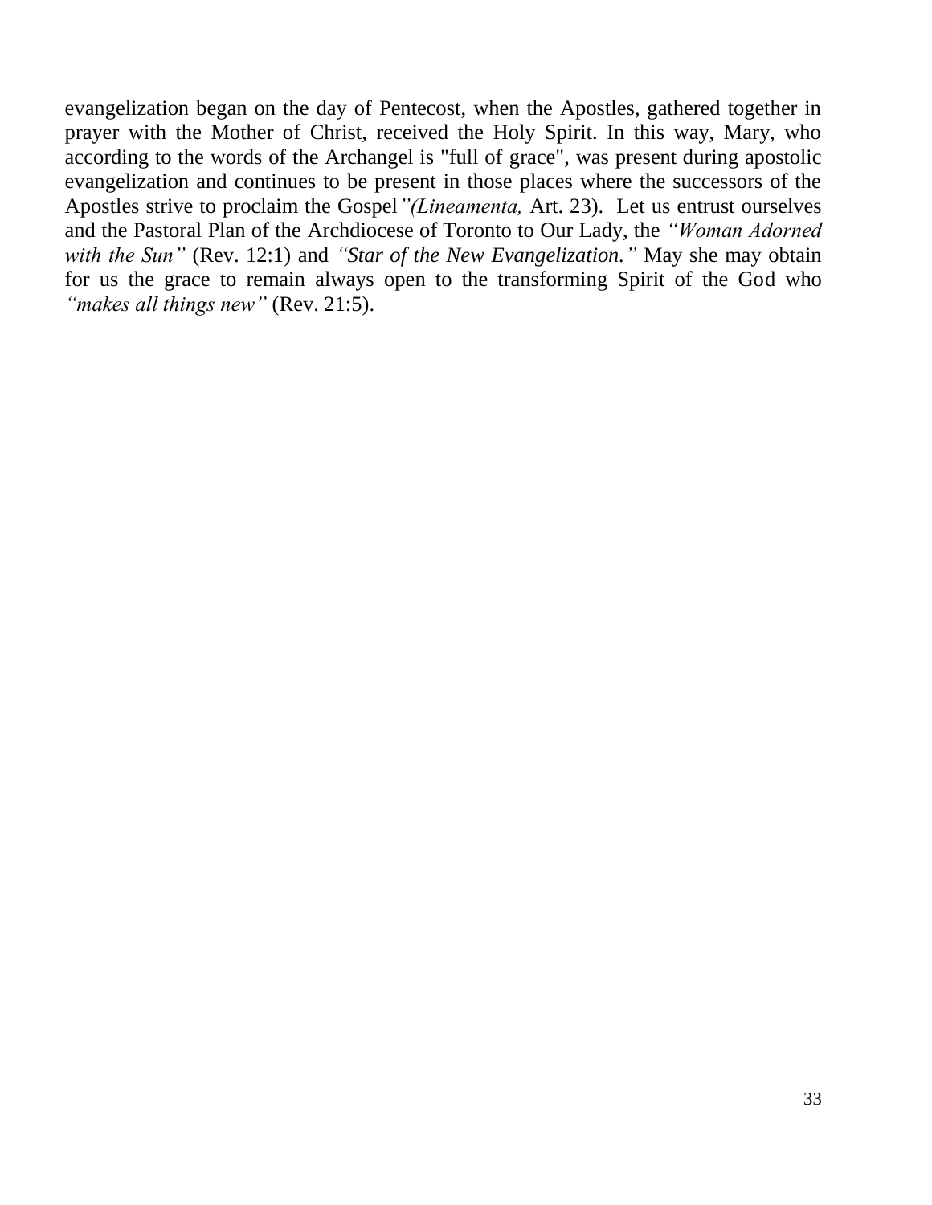evangelization began on the day of Pentecost, when the Apostles, gathered together in prayer with the Mother of Christ, received the Holy Spirit. In this way, Mary, who according to the words of the Archangel is "full of grace", was present during apostolic evangelization and continues to be present in those places where the successors of the Apostles strive to proclaim the Gospel*"(Lineamenta,* Art. 23). Let us entrust ourselves and the Pastoral Plan of the Archdiocese of Toronto to Our Lady, the *"Woman Adorned with the Sun"* (Rev. 12:1) and *"Star of the New Evangelization."* May she may obtain for us the grace to remain always open to the transforming Spirit of the God who *"makes all things new"* (Rev. 21:5).